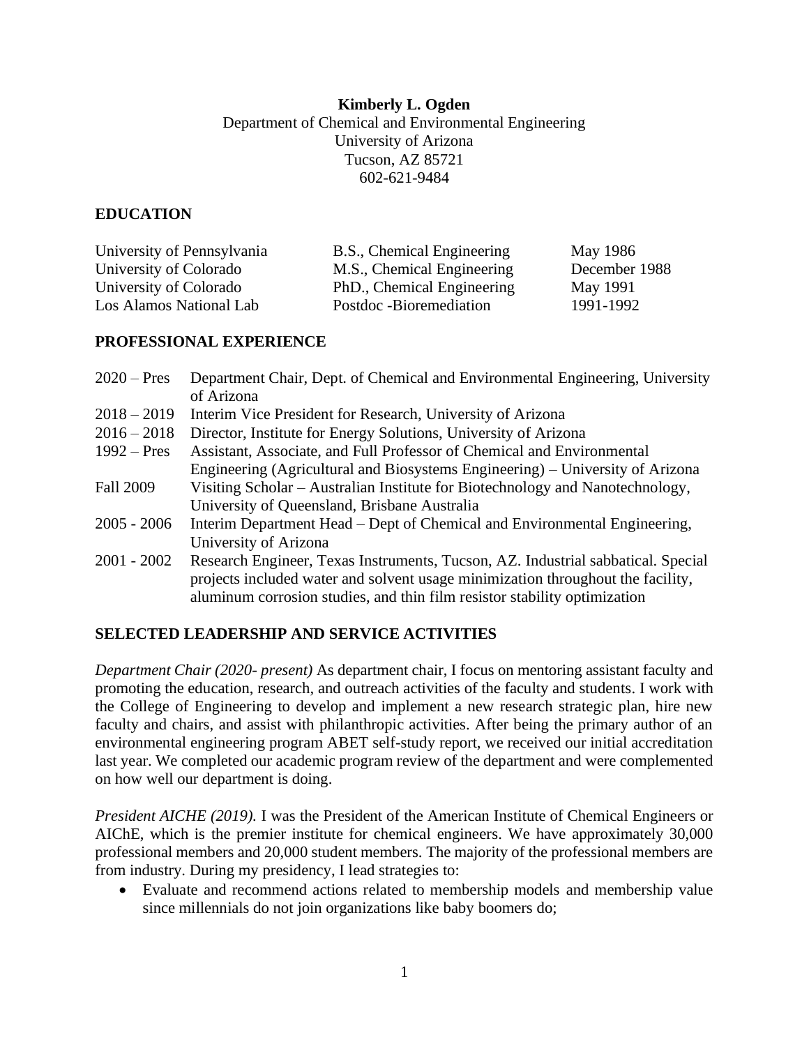**Kimberly L. Ogden**

Department of Chemical and Environmental Engineering
University of Arizona
Tucson, AZ 85721
602-621-9484

## EDUCATION

| | | |
|---|---|---|
| University of Pennsylvania | B.S., Chemical Engineering | May 1986 |
| University of Colorado | M.S., Chemical Engineering | December 1988 |
| University of Colorado | PhD., Chemical Engineering | May 1991 |
| Los Alamos National Lab | Postdoc -Bioremediation | 1991-1992 |

## PROFESSIONAL EXPERIENCE

| | |
|---|---|
| 2020 – Pres | Department Chair, Dept. of Chemical and Environmental Engineering, University of Arizona |
| 2018 – 2019 | Interim Vice President for Research, University of Arizona |
| 2016 – 2018 | Director, Institute for Energy Solutions, University of Arizona |
| 1992 – Pres | Assistant, Associate, and Full Professor of Chemical and Environmental Engineering (Agricultural and Biosystems Engineering) – University of Arizona |
| Fall 2009 | Visiting Scholar – Australian Institute for Biotechnology and Nanotechnology, University of Queensland, Brisbane Australia |
| 2005 - 2006 | Interim Department Head – Dept of Chemical and Environmental Engineering, University of Arizona |
| 2001 - 2002 | Research Engineer, Texas Instruments, Tucson, AZ. Industrial sabbatical. Special projects included water and solvent usage minimization throughout the facility, aluminum corrosion studies, and thin film resistor stability optimization |

## SELECTED LEADERSHIP AND SERVICE ACTIVITIES

*Department Chair (2020- present)* As department chair, I focus on mentoring assistant faculty and promoting the education, research, and outreach activities of the faculty and students. I work with the College of Engineering to develop and implement a new research strategic plan, hire new faculty and chairs, and assist with philanthropic activities. After being the primary author of an environmental engineering program ABET self-study report, we received our initial accreditation last year. We completed our academic program review of the department and were complemented on how well our department is doing.

*President AICHE (2019).* I was the President of the American Institute of Chemical Engineers or AIChE, which is the premier institute for chemical engineers. We have approximately 30,000 professional members and 20,000 student members. The majority of the professional members are from industry. During my presidency, I lead strategies to:

- Evaluate and recommend actions related to membership models and membership value since millennials do not join organizations like baby boomers do;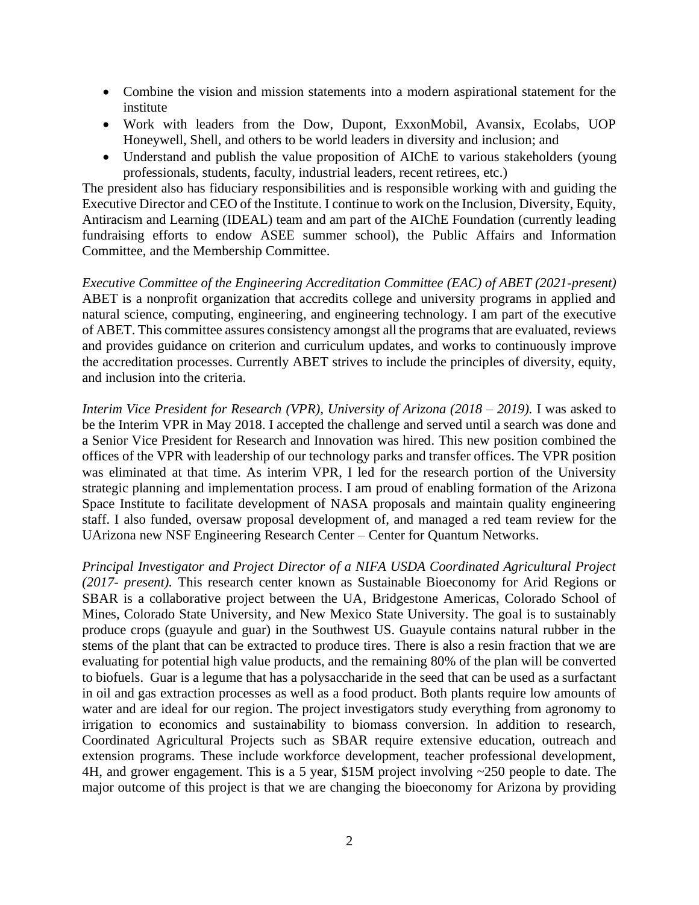- Combine the vision and mission statements into a modern aspirational statement for the institute
- Work with leaders from the Dow, Dupont, ExxonMobil, Avansix, Ecolabs, UOP Honeywell, Shell, and others to be world leaders in diversity and inclusion; and
- Understand and publish the value proposition of AIChE to various stakeholders (young professionals, students, faculty, industrial leaders, recent retirees, etc.)

The president also has fiduciary responsibilities and is responsible working with and guiding the Executive Director and CEO of the Institute. I continue to work on the Inclusion, Diversity, Equity, Antiracism and Learning (IDEAL) team and am part of the AIChE Foundation (currently leading fundraising efforts to endow ASEE summer school), the Public Affairs and Information Committee, and the Membership Committee.

*Executive Committee of the Engineering Accreditation Committee (EAC) of ABET (2021-present)* ABET is a nonprofit organization that accredits college and university programs in applied and natural science, computing, engineering, and engineering technology. I am part of the executive of ABET. This committee assures consistency amongst all the programs that are evaluated, reviews and provides guidance on criterion and curriculum updates, and works to continuously improve the accreditation processes. Currently ABET strives to include the principles of diversity, equity, and inclusion into the criteria.

*Interim Vice President for Research (VPR), University of Arizona (2018 – 2019).* I was asked to be the Interim VPR in May 2018. I accepted the challenge and served until a search was done and a Senior Vice President for Research and Innovation was hired. This new position combined the offices of the VPR with leadership of our technology parks and transfer offices. The VPR position was eliminated at that time. As interim VPR, I led for the research portion of the University strategic planning and implementation process. I am proud of enabling formation of the Arizona Space Institute to facilitate development of NASA proposals and maintain quality engineering staff. I also funded, oversaw proposal development of, and managed a red team review for the UArizona new NSF Engineering Research Center – Center for Quantum Networks.

*Principal Investigator and Project Director of a NIFA USDA Coordinated Agricultural Project (2017- present).* This research center known as Sustainable Bioeconomy for Arid Regions or SBAR is a collaborative project between the UA, Bridgestone Americas, Colorado School of Mines, Colorado State University, and New Mexico State University. The goal is to sustainably produce crops (guayule and guar) in the Southwest US. Guayule contains natural rubber in the stems of the plant that can be extracted to produce tires. There is also a resin fraction that we are evaluating for potential high value products, and the remaining 80% of the plan will be converted to biofuels. Guar is a legume that has a polysaccharide in the seed that can be used as a surfactant in oil and gas extraction processes as well as a food product. Both plants require low amounts of water and are ideal for our region. The project investigators study everything from agronomy to irrigation to economics and sustainability to biomass conversion. In addition to research, Coordinated Agricultural Projects such as SBAR require extensive education, outreach and extension programs. These include workforce development, teacher professional development, 4H, and grower engagement. This is a 5 year, \$15M project involving ~250 people to date. The major outcome of this project is that we are changing the bioeconomy for Arizona by providing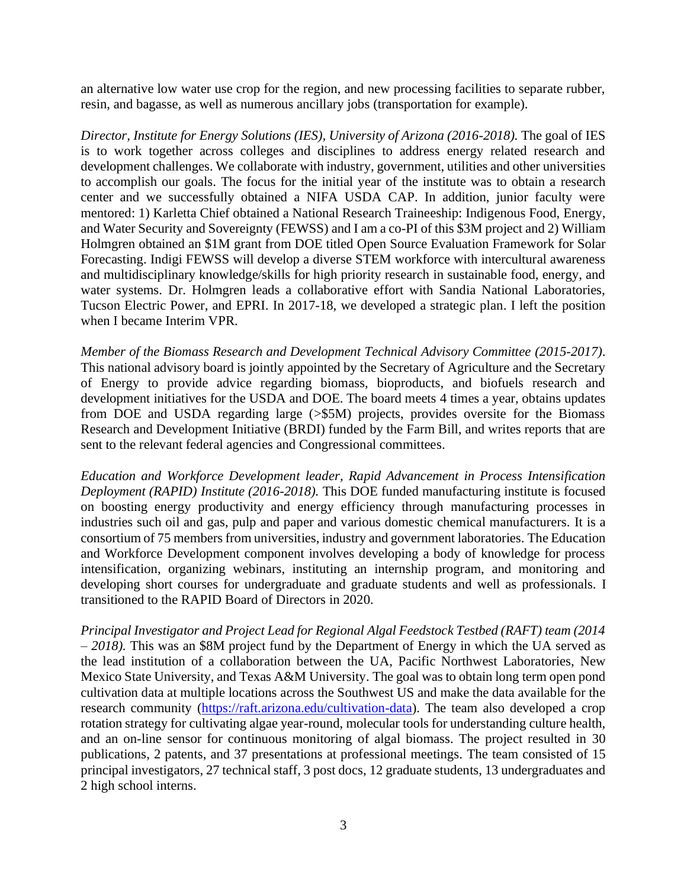an alternative low water use crop for the region, and new processing facilities to separate rubber, resin, and bagasse, as well as numerous ancillary jobs (transportation for example).

*Director, Institute for Energy Solutions (IES), University of Arizona (2016-2018).* The goal of IES is to work together across colleges and disciplines to address energy related research and development challenges. We collaborate with industry, government, utilities and other universities to accomplish our goals. The focus for the initial year of the institute was to obtain a research center and we successfully obtained a NIFA USDA CAP. In addition, junior faculty were mentored: 1) Karletta Chief obtained a National Research Traineeship: Indigenous Food, Energy, and Water Security and Sovereignty (FEWSS) and I am a co-PI of this $3M project and 2) William Holmgren obtained an $1M grant from DOE titled Open Source Evaluation Framework for Solar Forecasting. Indigi FEWSS will develop a diverse STEM workforce with intercultural awareness and multidisciplinary knowledge/skills for high priority research in sustainable food, energy, and water systems. Dr. Holmgren leads a collaborative effort with Sandia National Laboratories, Tucson Electric Power, and EPRI. In 2017-18, we developed a strategic plan. I left the position when I became Interim VPR.

*Member of the Biomass Research and Development Technical Advisory Committee (2015-2017).* This national advisory board is jointly appointed by the Secretary of Agriculture and the Secretary of Energy to provide advice regarding biomass, bioproducts, and biofuels research and development initiatives for the USDA and DOE. The board meets 4 times a year, obtains updates from DOE and USDA regarding large (>$5M) projects, provides oversite for the Biomass Research and Development Initiative (BRDI) funded by the Farm Bill, and writes reports that are sent to the relevant federal agencies and Congressional committees.

*Education and Workforce Development leader, Rapid Advancement in Process Intensification Deployment (RAPID) Institute (2016-2018).* This DOE funded manufacturing institute is focused on boosting energy productivity and energy efficiency through manufacturing processes in industries such oil and gas, pulp and paper and various domestic chemical manufacturers. It is a consortium of 75 members from universities, industry and government laboratories. The Education and Workforce Development component involves developing a body of knowledge for process intensification, organizing webinars, instituting an internship program, and monitoring and developing short courses for undergraduate and graduate students and well as professionals. I transitioned to the RAPID Board of Directors in 2020.

*Principal Investigator and Project Lead for Regional Algal Feedstock Testbed (RAFT) team (2014 – 2018).* This was an $8M project fund by the Department of Energy in which the UA served as the lead institution of a collaboration between the UA, Pacific Northwest Laboratories, New Mexico State University, and Texas A&M University. The goal was to obtain long term open pond cultivation data at multiple locations across the Southwest US and make the data available for the research community (https://raft.arizona.edu/cultivation-data). The team also developed a crop rotation strategy for cultivating algae year-round, molecular tools for understanding culture health, and an on-line sensor for continuous monitoring of algal biomass. The project resulted in 30 publications, 2 patents, and 37 presentations at professional meetings. The team consisted of 15 principal investigators, 27 technical staff, 3 post docs, 12 graduate students, 13 undergraduates and 2 high school interns.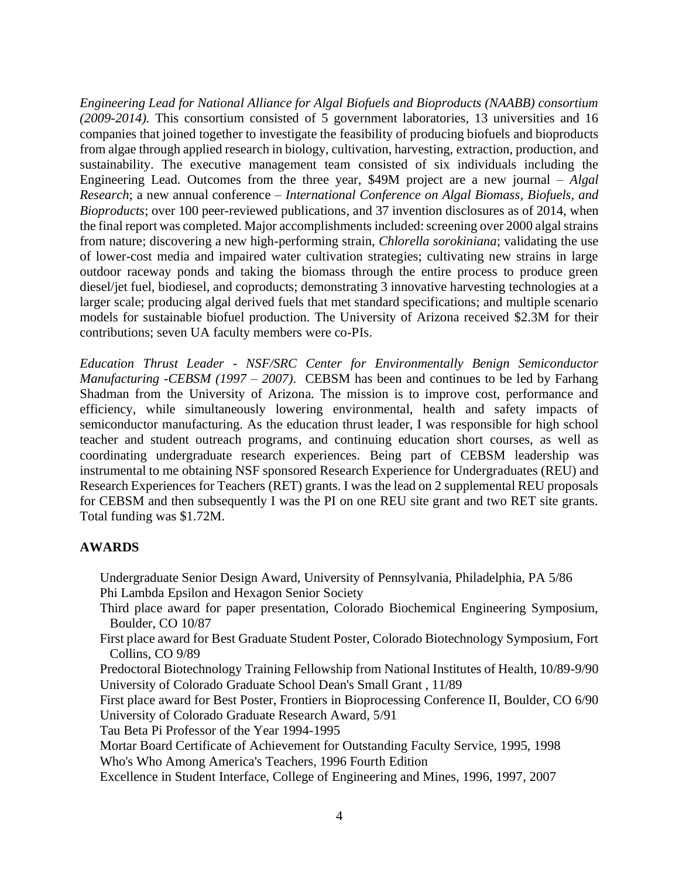*Engineering Lead for National Alliance for Algal Biofuels and Bioproducts (NAABB) consortium (2009-2014).* This consortium consisted of 5 government laboratories, 13 universities and 16 companies that joined together to investigate the feasibility of producing biofuels and bioproducts from algae through applied research in biology, cultivation, harvesting, extraction, production, and sustainability. The executive management team consisted of six individuals including the Engineering Lead. Outcomes from the three year, $49M project are a new journal – *Algal Research*; a new annual conference – *International Conference on Algal Biomass, Biofuels, and Bioproducts*; over 100 peer-reviewed publications, and 37 invention disclosures as of 2014, when the final report was completed. Major accomplishments included: screening over 2000 algal strains from nature; discovering a new high-performing strain, *Chlorella sorokiniana*; validating the use of lower-cost media and impaired water cultivation strategies; cultivating new strains in large outdoor raceway ponds and taking the biomass through the entire process to produce green diesel/jet fuel, biodiesel, and coproducts; demonstrating 3 innovative harvesting technologies at a larger scale; producing algal derived fuels that met standard specifications; and multiple scenario models for sustainable biofuel production. The University of Arizona received $2.3M for their contributions; seven UA faculty members were co-PIs.

*Education Thrust Leader - NSF/SRC Center for Environmentally Benign Semiconductor Manufacturing -CEBSM (1997 – 2007)*. CEBSM has been and continues to be led by Farhang Shadman from the University of Arizona. The mission is to improve cost, performance and efficiency, while simultaneously lowering environmental, health and safety impacts of semiconductor manufacturing. As the education thrust leader, I was responsible for high school teacher and student outreach programs, and continuing education short courses, as well as coordinating undergraduate research experiences. Being part of CEBSM leadership was instrumental to me obtaining NSF sponsored Research Experience for Undergraduates (REU) and Research Experiences for Teachers (RET) grants. I was the lead on 2 supplemental REU proposals for CEBSM and then subsequently I was the PI on one REU site grant and two RET site grants. Total funding was $1.72M.

## AWARDS

Undergraduate Senior Design Award, University of Pennsylvania, Philadelphia, PA 5/86
Phi Lambda Epsilon and Hexagon Senior Society
Third place award for paper presentation, Colorado Biochemical Engineering Symposium, Boulder, CO 10/87
First place award for Best Graduate Student Poster, Colorado Biotechnology Symposium, Fort Collins, CO 9/89
Predoctoral Biotechnology Training Fellowship from National Institutes of Health, 10/89-9/90
University of Colorado Graduate School Dean's Small Grant , 11/89
First place award for Best Poster, Frontiers in Bioprocessing Conference II, Boulder, CO 6/90
University of Colorado Graduate Research Award, 5/91
Tau Beta Pi Professor of the Year 1994-1995
Mortar Board Certificate of Achievement for Outstanding Faculty Service, 1995, 1998
Who's Who Among America's Teachers, 1996 Fourth Edition
Excellence in Student Interface, College of Engineering and Mines, 1996, 1997, 2007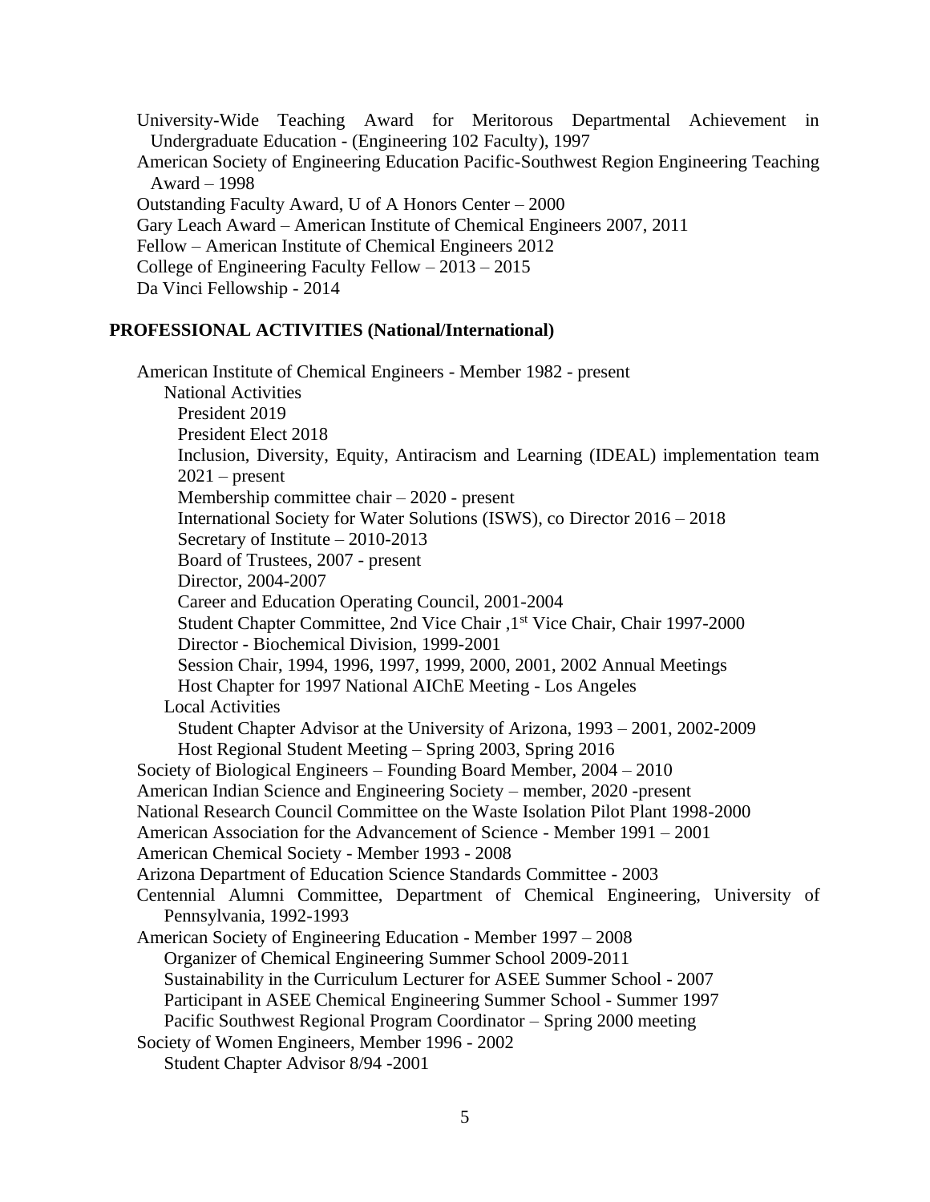University-Wide Teaching Award for Meritorous Departmental Achievement in Undergraduate Education - (Engineering 102 Faculty), 1997

American Society of Engineering Education Pacific-Southwest Region Engineering Teaching Award – 1998

Outstanding Faculty Award, U of A Honors Center – 2000

Gary Leach Award – American Institute of Chemical Engineers 2007, 2011

Fellow – American Institute of Chemical Engineers 2012

College of Engineering Faculty Fellow – 2013 – 2015

Da Vinci Fellowship - 2014

## PROFESSIONAL ACTIVITIES (National/International)

American Institute of Chemical Engineers - Member 1982 - present

- National Activities
  - President 2019
  - President Elect 2018
  - Inclusion, Diversity, Equity, Antiracism and Learning (IDEAL) implementation team 2021 – present
  - Membership committee chair – 2020 - present
  - International Society for Water Solutions (ISWS), co Director 2016 – 2018
  - Secretary of Institute – 2010-2013
  - Board of Trustees, 2007 - present
  - Director, 2004-2007
  - Career and Education Operating Council, 2001-2004
  - Student Chapter Committee, 2nd Vice Chair ,1st Vice Chair, Chair 1997-2000
  - Director - Biochemical Division, 1999-2001
  - Session Chair, 1994, 1996, 1997, 1999, 2000, 2001, 2002 Annual Meetings
  - Host Chapter for 1997 National AIChE Meeting - Los Angeles
- Local Activities
  - Student Chapter Advisor at the University of Arizona, 1993 – 2001, 2002-2009
  - Host Regional Student Meeting – Spring 2003, Spring 2016

Society of Biological Engineers – Founding Board Member, 2004 – 2010

American Indian Science and Engineering Society – member, 2020 -present

National Research Council Committee on the Waste Isolation Pilot Plant 1998-2000

American Association for the Advancement of Science - Member 1991 – 2001

American Chemical Society - Member 1993 - 2008

Arizona Department of Education Science Standards Committee - 2003

Centennial Alumni Committee, Department of Chemical Engineering, University of Pennsylvania, 1992-1993

American Society of Engineering Education - Member 1997 – 2008

- Organizer of Chemical Engineering Summer School 2009-2011
- Sustainability in the Curriculum Lecturer for ASEE Summer School - 2007
- Participant in ASEE Chemical Engineering Summer School - Summer 1997
- Pacific Southwest Regional Program Coordinator – Spring 2000 meeting

Society of Women Engineers, Member 1996 - 2002

- Student Chapter Advisor 8/94 -2001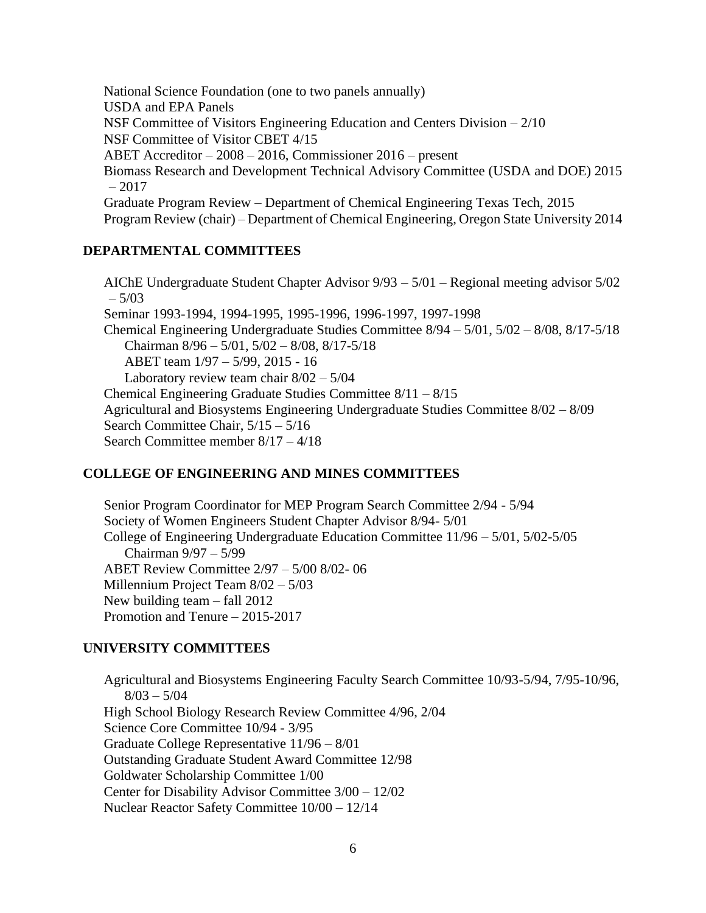National Science Foundation (one to two panels annually)
USDA and EPA Panels
NSF Committee of Visitors Engineering Education and Centers Division – 2/10
NSF Committee of Visitor CBET 4/15
ABET Accreditor – 2008 – 2016, Commissioner 2016 – present
Biomass Research and Development Technical Advisory Committee (USDA and DOE) 2015 – 2017
Graduate Program Review – Department of Chemical Engineering Texas Tech, 2015
Program Review (chair) – Department of Chemical Engineering, Oregon State University 2014

## DEPARTMENTAL COMMITTEES

AIChE Undergraduate Student Chapter Advisor 9/93 – 5/01 – Regional meeting advisor 5/02 – 5/03
Seminar 1993-1994, 1994-1995, 1995-1996, 1996-1997, 1997-1998
Chemical Engineering Undergraduate Studies Committee 8/94 – 5/01, 5/02 – 8/08, 8/17-5/18
 Chairman 8/96 – 5/01, 5/02 – 8/08, 8/17-5/18
 ABET team 1/97 – 5/99, 2015 - 16
 Laboratory review team chair 8/02 – 5/04
Chemical Engineering Graduate Studies Committee 8/11 – 8/15
Agricultural and Biosystems Engineering Undergraduate Studies Committee 8/02 – 8/09
Search Committee Chair, 5/15 – 5/16
Search Committee member 8/17 – 4/18

## COLLEGE OF ENGINEERING AND MINES COMMITTEES

Senior Program Coordinator for MEP Program Search Committee 2/94 - 5/94
Society of Women Engineers Student Chapter Advisor 8/94- 5/01
College of Engineering Undergraduate Education Committee 11/96 – 5/01, 5/02-5/05
 Chairman 9/97 – 5/99
ABET Review Committee 2/97 – 5/00 8/02- 06
Millennium Project Team 8/02 – 5/03
New building team – fall 2012
Promotion and Tenure – 2015-2017

## UNIVERSITY COMMITTEES

Agricultural and Biosystems Engineering Faculty Search Committee 10/93-5/94, 7/95-10/96, 8/03 – 5/04
High School Biology Research Review Committee 4/96, 2/04
Science Core Committee 10/94 - 3/95
Graduate College Representative 11/96 – 8/01
Outstanding Graduate Student Award Committee 12/98
Goldwater Scholarship Committee 1/00
Center for Disability Advisor Committee 3/00 – 12/02
Nuclear Reactor Safety Committee 10/00 – 12/14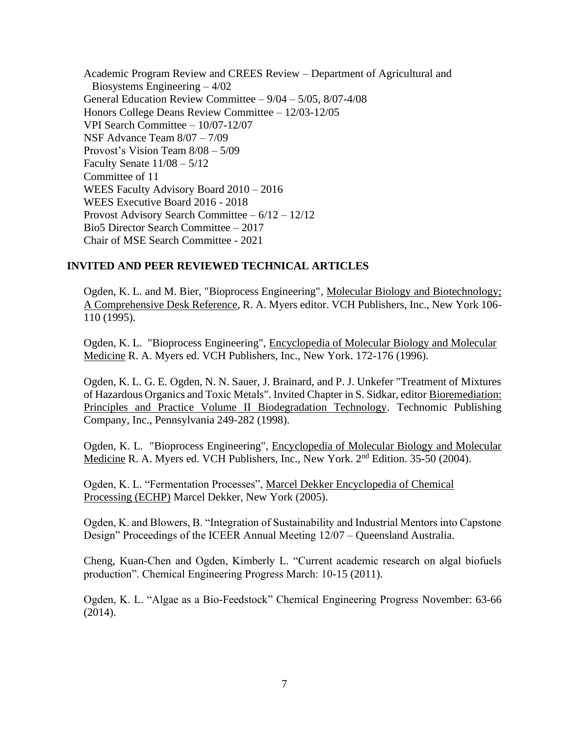Academic Program Review and CREES Review – Department of Agricultural and Biosystems Engineering – 4/02
General Education Review Committee – 9/04 – 5/05, 8/07-4/08
Honors College Deans Review Committee – 12/03-12/05
VPI Search Committee – 10/07-12/07
NSF Advance Team 8/07 – 7/09
Provost's Vision Team 8/08 – 5/09
Faculty Senate 11/08 – 5/12
Committee of 11
WEES Faculty Advisory Board 2010 – 2016
WEES Executive Board 2016 - 2018
Provost Advisory Search Committee – 6/12 – 12/12
Bio5 Director Search Committee – 2017
Chair of MSE Search Committee - 2021

## INVITED AND PEER REVIEWED TECHNICAL ARTICLES

Ogden, K. L. and M. Bier, "Bioprocess Engineering", Molecular Biology and Biotechnology; A Comprehensive Desk Reference, R. A. Myers editor. VCH Publishers, Inc., New York 106-110 (1995).

Ogden, K. L. "Bioprocess Engineering", Encyclopedia of Molecular Biology and Molecular Medicine R. A. Myers ed. VCH Publishers, Inc., New York. 172-176 (1996).

Ogden, K. L. G. E. Ogden, N. N. Sauer, J. Brainard, and P. J. Unkefer "Treatment of Mixtures of Hazardous Organics and Toxic Metals". Invited Chapter in S. Sidkar, editor Bioremediation: Principles and Practice Volume II Biodegradation Technology. Technomic Publishing Company, Inc., Pennsylvania 249-282 (1998).

Ogden, K. L. "Bioprocess Engineering", Encyclopedia of Molecular Biology and Molecular Medicine R. A. Myers ed. VCH Publishers, Inc., New York. 2nd Edition. 35-50 (2004).

Ogden, K. L. "Fermentation Processes", Marcel Dekker Encyclopedia of Chemical Processing (ECHP) Marcel Dekker, New York (2005).

Ogden, K. and Blowers, B. "Integration of Sustainability and Industrial Mentors into Capstone Design" Proceedings of the ICEER Annual Meeting 12/07 – Queensland Australia.

Cheng, Kuan-Chen and Ogden, Kimberly L. "Current academic research on algal biofuels production". Chemical Engineering Progress March: 10-15 (2011).

Ogden, K. L. "Algae as a Bio-Feedstock" Chemical Engineering Progress November: 63-66 (2014).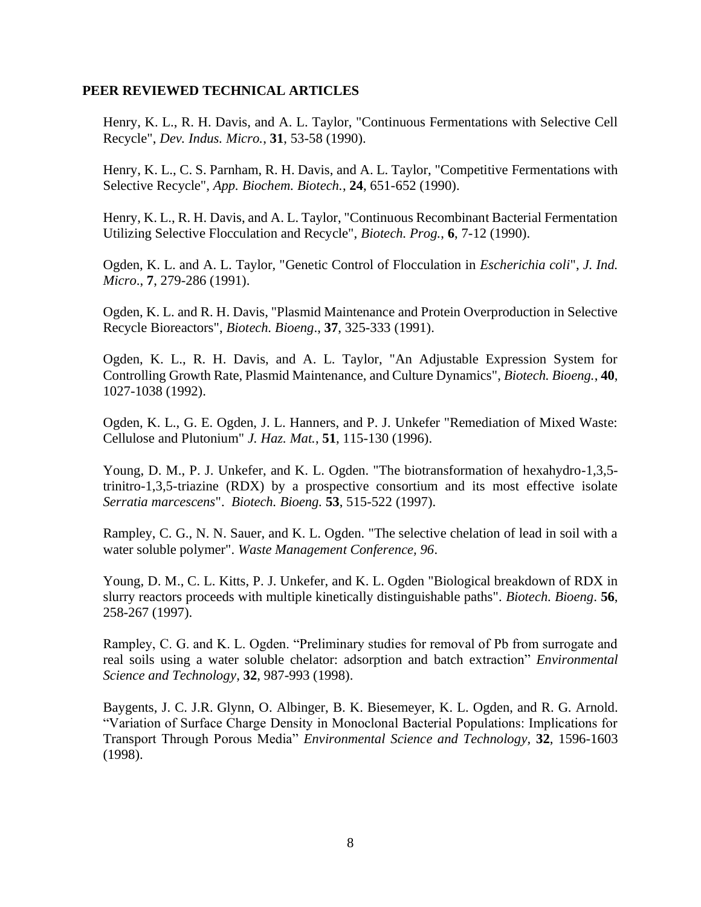## PEER REVIEWED TECHNICAL ARTICLES

Henry, K. L., R. H. Davis, and A. L. Taylor, "Continuous Fermentations with Selective Cell Recycle", *Dev. Indus. Micro.*, **31**, 53-58 (1990).

Henry, K. L., C. S. Parnham, R. H. Davis, and A. L. Taylor, "Competitive Fermentations with Selective Recycle", *App. Biochem. Biotech.*, **24**, 651-652 (1990).

Henry, K. L., R. H. Davis, and A. L. Taylor, "Continuous Recombinant Bacterial Fermentation Utilizing Selective Flocculation and Recycle", *Biotech. Prog.*, **6**, 7-12 (1990).

Ogden, K. L. and A. L. Taylor, "Genetic Control of Flocculation in *Escherichia coli*", *J. Ind. Micro*., **7**, 279-286 (1991).

Ogden, K. L. and R. H. Davis, "Plasmid Maintenance and Protein Overproduction in Selective Recycle Bioreactors", *Biotech. Bioeng*., **37**, 325-333 (1991).

Ogden, K. L., R. H. Davis, and A. L. Taylor, "An Adjustable Expression System for Controlling Growth Rate, Plasmid Maintenance, and Culture Dynamics", *Biotech. Bioeng.*, **40**, 1027-1038 (1992).

Ogden, K. L., G. E. Ogden, J. L. Hanners, and P. J. Unkefer "Remediation of Mixed Waste: Cellulose and Plutonium" *J. Haz. Mat.*, **51**, 115-130 (1996).

Young, D. M., P. J. Unkefer, and K. L. Ogden. "The biotransformation of hexahydro-1,3,5-trinitro-1,3,5-triazine (RDX) by a prospective consortium and its most effective isolate *Serratia marcescens*". *Biotech. Bioeng.* **53**, 515-522 (1997).

Rampley, C. G., N. N. Sauer, and K. L. Ogden. "The selective chelation of lead in soil with a water soluble polymer". *Waste Management Conference, 96*.

Young, D. M., C. L. Kitts, P. J. Unkefer, and K. L. Ogden "Biological breakdown of RDX in slurry reactors proceeds with multiple kinetically distinguishable paths". *Biotech. Bioeng*. **56**, 258-267 (1997).

Rampley, C. G. and K. L. Ogden. "Preliminary studies for removal of Pb from surrogate and real soils using a water soluble chelator: adsorption and batch extraction" *Environmental Science and Technology*, **32**, 987-993 (1998).

Baygents, J. C. J.R. Glynn, O. Albinger, B. K. Biesemeyer, K. L. Ogden, and R. G. Arnold. "Variation of Surface Charge Density in Monoclonal Bacterial Populations: Implications for Transport Through Porous Media" *Environmental Science and Technology,* **32**, 1596-1603 (1998).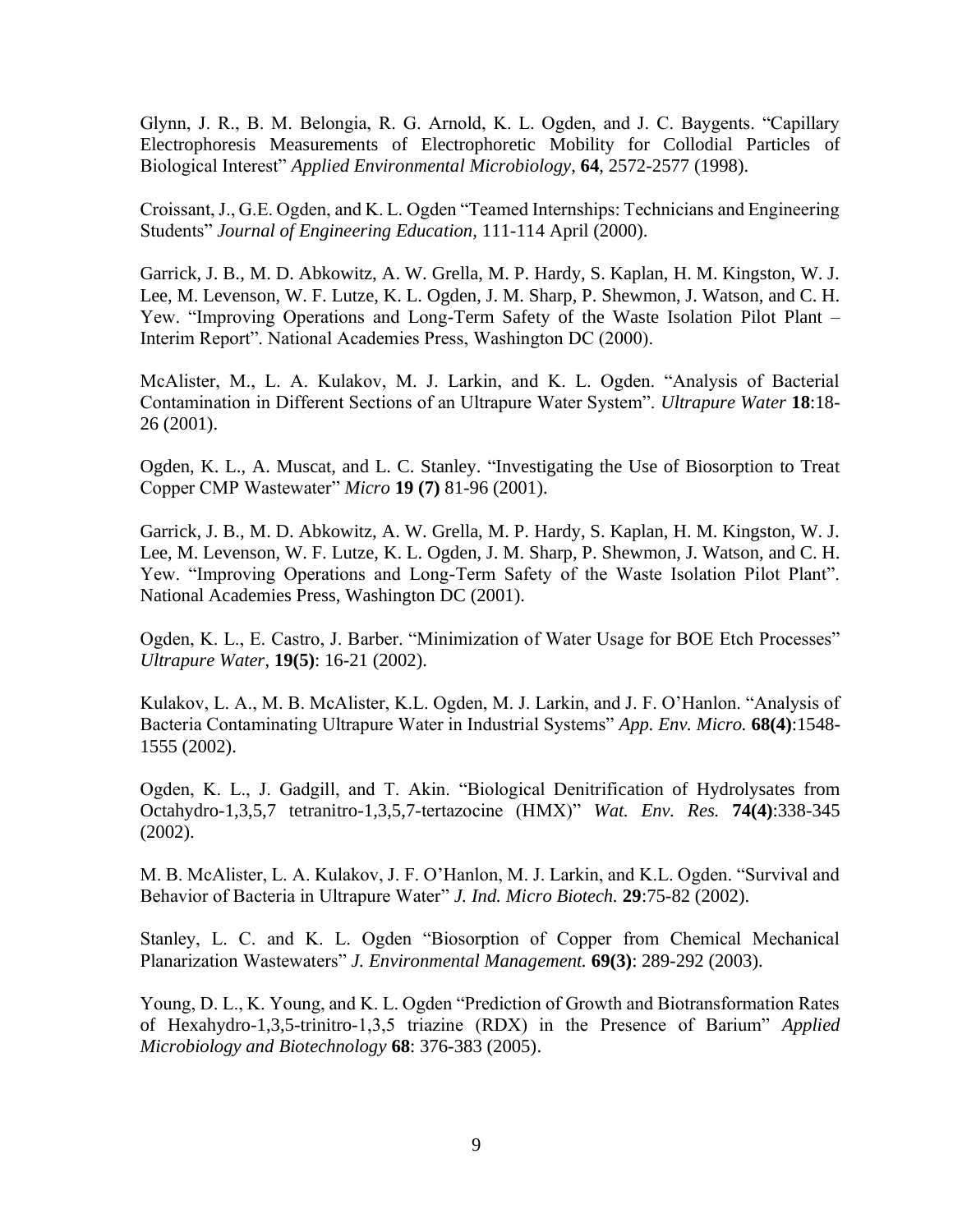Glynn, J. R., B. M. Belongia, R. G. Arnold, K. L. Ogden, and J. C. Baygents. "Capillary Electrophoresis Measurements of Electrophoretic Mobility for Collodial Particles of Biological Interest" *Applied Environmental Microbiology*, **64**, 2572-2577 (1998).

Croissant, J., G.E. Ogden, and K. L. Ogden "Teamed Internships: Technicians and Engineering Students" *Journal of Engineering Education,* 111-114 April (2000).

Garrick, J. B., M. D. Abkowitz, A. W. Grella, M. P. Hardy, S. Kaplan, H. M. Kingston, W. J. Lee, M. Levenson, W. F. Lutze, K. L. Ogden, J. M. Sharp, P. Shewmon, J. Watson, and C. H. Yew. "Improving Operations and Long-Term Safety of the Waste Isolation Pilot Plant – Interim Report". National Academies Press, Washington DC (2000).

McAlister, M., L. A. Kulakov, M. J. Larkin, and K. L. Ogden. "Analysis of Bacterial Contamination in Different Sections of an Ultrapure Water System". *Ultrapure Water* **18**:18-26 (2001).

Ogden, K. L., A. Muscat, and L. C. Stanley. "Investigating the Use of Biosorption to Treat Copper CMP Wastewater" *Micro* **19 (7)** 81-96 (2001).

Garrick, J. B., M. D. Abkowitz, A. W. Grella, M. P. Hardy, S. Kaplan, H. M. Kingston, W. J. Lee, M. Levenson, W. F. Lutze, K. L. Ogden, J. M. Sharp, P. Shewmon, J. Watson, and C. H. Yew. "Improving Operations and Long-Term Safety of the Waste Isolation Pilot Plant". National Academies Press, Washington DC (2001).

Ogden, K. L., E. Castro, J. Barber. "Minimization of Water Usage for BOE Etch Processes" *Ultrapure Water*, **19(5)**: 16-21 (2002).

Kulakov, L. A., M. B. McAlister, K.L. Ogden, M. J. Larkin, and J. F. O'Hanlon. "Analysis of Bacteria Contaminating Ultrapure Water in Industrial Systems" *App. Env. Micro.* **68(4)**:1548-1555 (2002).

Ogden, K. L., J. Gadgill, and T. Akin. "Biological Denitrification of Hydrolysates from Octahydro-1,3,5,7 tetranitro-1,3,5,7-tertazocine (HMX)" *Wat. Env. Res.* **74(4)**:338-345 (2002).

M. B. McAlister, L. A. Kulakov, J. F. O'Hanlon, M. J. Larkin, and K.L. Ogden. "Survival and Behavior of Bacteria in Ultrapure Water" *J. Ind. Micro Biotech.* **29**:75-82 (2002).

Stanley, L. C. and K. L. Ogden "Biosorption of Copper from Chemical Mechanical Planarization Wastewaters" *J. Environmental Management.* **69(3)**: 289-292 (2003).

Young, D. L., K. Young, and K. L. Ogden "Prediction of Growth and Biotransformation Rates of Hexahydro-1,3,5-trinitro-1,3,5 triazine (RDX) in the Presence of Barium" *Applied Microbiology and Biotechnology* **68**: 376-383 (2005).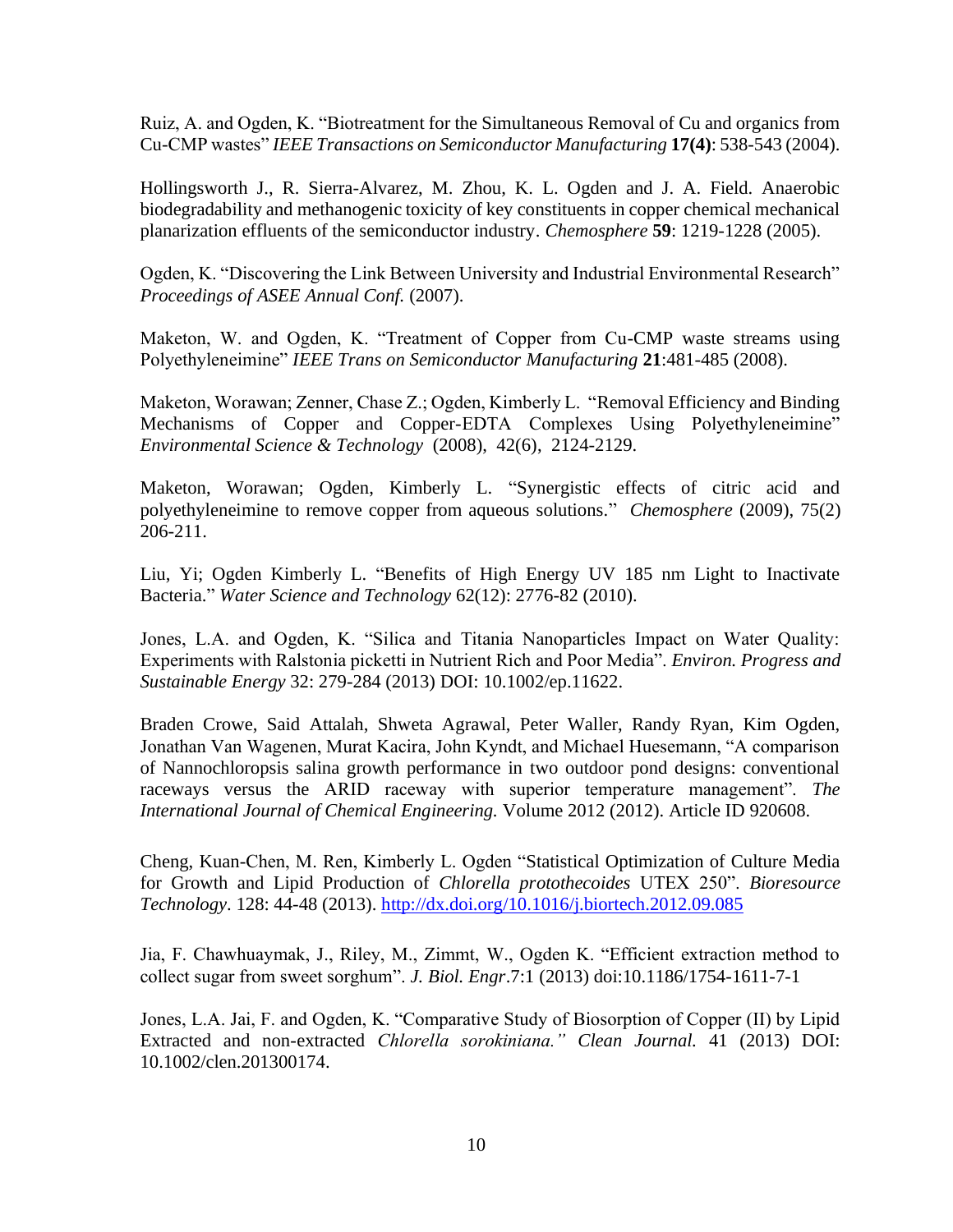Ruiz, A. and Ogden, K. "Biotreatment for the Simultaneous Removal of Cu and organics from Cu-CMP wastes" *IEEE Transactions on Semiconductor Manufacturing* **17(4)**: 538-543 (2004).

Hollingsworth J., R. Sierra-Alvarez, M. Zhou, K. L. Ogden and J. A. Field. Anaerobic biodegradability and methanogenic toxicity of key constituents in copper chemical mechanical planarization effluents of the semiconductor industry. *Chemosphere* **59**: 1219-1228 (2005).

Ogden, K. "Discovering the Link Between University and Industrial Environmental Research" *Proceedings of ASEE Annual Conf.* (2007).

Maketon, W. and Ogden, K. "Treatment of Copper from Cu-CMP waste streams using Polyethyleneimine" *IEEE Trans on Semiconductor Manufacturing* **21**:481-485 (2008).

Maketon, Worawan; Zenner, Chase Z.; Ogden, Kimberly L. "Removal Efficiency and Binding Mechanisms of Copper and Copper-EDTA Complexes Using Polyethyleneimine" *Environmental Science & Technology* (2008), 42(6), 2124-2129.

Maketon, Worawan; Ogden, Kimberly L. "Synergistic effects of citric acid and polyethyleneimine to remove copper from aqueous solutions." *Chemosphere* (2009), 75(2) 206-211.

Liu, Yi; Ogden Kimberly L. "Benefits of High Energy UV 185 nm Light to Inactivate Bacteria." *Water Science and Technology* 62(12): 2776-82 (2010).

Jones, L.A. and Ogden, K. "Silica and Titania Nanoparticles Impact on Water Quality: Experiments with Ralstonia picketti in Nutrient Rich and Poor Media". *Environ. Progress and Sustainable Energy* 32: 279-284 (2013) DOI: 10.1002/ep.11622.

Braden Crowe, Said Attalah, Shweta Agrawal, Peter Waller, Randy Ryan, Kim Ogden, Jonathan Van Wagenen, Murat Kacira, John Kyndt, and Michael Huesemann, "A comparison of Nannochloropsis salina growth performance in two outdoor pond designs: conventional raceways versus the ARID raceway with superior temperature management". *The International Journal of Chemical Engineering.* Volume 2012 (2012). Article ID 920608.

Cheng, Kuan-Chen, M. Ren, Kimberly L. Ogden "Statistical Optimization of Culture Media for Growth and Lipid Production of *Chlorella protothecoides* UTEX 250". *Bioresource Technology*. 128: 44-48 (2013). http://dx.doi.org/10.1016/j.biortech.2012.09.085

Jia, F. Chawhuaymak, J., Riley, M., Zimmt, W., Ogden K. "Efficient extraction method to collect sugar from sweet sorghum". *J. Biol. Engr*.7:1 (2013) doi:10.1186/1754-1611-7-1

Jones, L.A. Jai, F. and Ogden, K. "Comparative Study of Biosorption of Copper (II) by Lipid Extracted and non-extracted *Chlorella sorokiniana." Clean Journal.* 41 (2013) DOI: 10.1002/clen.201300174.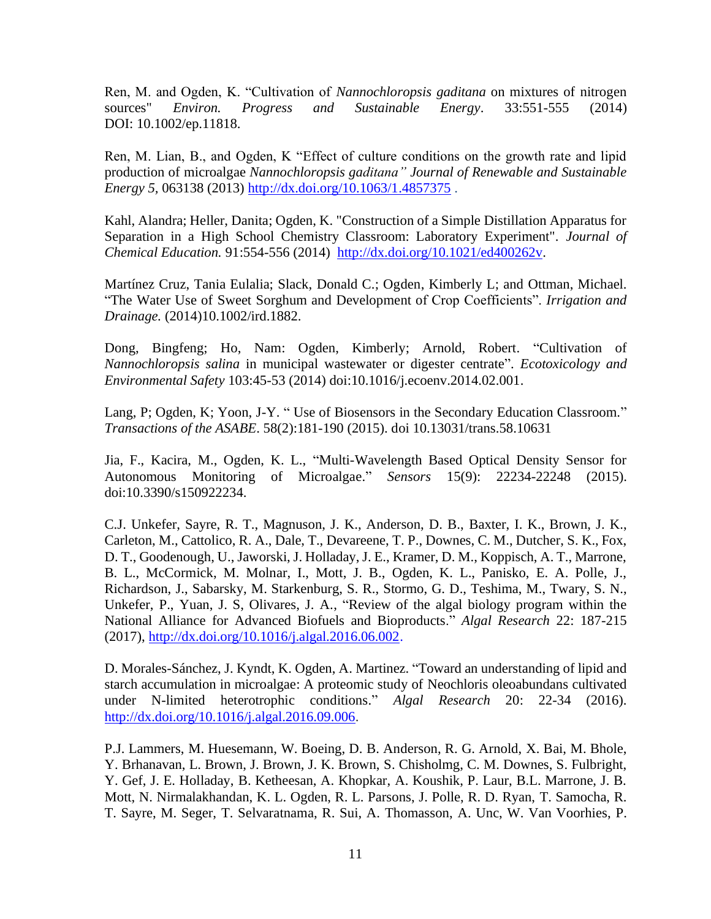Ren, M. and Ogden, K. "Cultivation of *Nannochloropsis gaditana* on mixtures of nitrogen sources" *Environ. Progress and Sustainable Energy*. 33:551-555 (2014) DOI: 10.1002/ep.11818.

Ren, M. Lian, B., and Ogden, K "Effect of culture conditions on the growth rate and lipid production of microalgae *Nannochloropsis gaditana" Journal of Renewable and Sustainable Energy 5,* 063138 (2013) http://dx.doi.org/10.1063/1.4857375 .

Kahl, Alandra; Heller, Danita; Ogden, K. "Construction of a Simple Distillation Apparatus for Separation in a High School Chemistry Classroom: Laboratory Experiment". *Journal of Chemical Education.* 91:554-556 (2014) http://dx.doi.org/10.1021/ed400262v.

Martínez Cruz, Tania Eulalia; Slack, Donald C.; Ogden, Kimberly L; and Ottman, Michael. "The Water Use of Sweet Sorghum and Development of Crop Coefficients". *Irrigation and Drainage.* (2014)10.1002/ird.1882.

Dong, Bingfeng; Ho, Nam: Ogden, Kimberly; Arnold, Robert. "Cultivation of *Nannochloropsis salina* in municipal wastewater or digester centrate". *Ecotoxicology and Environmental Safety* 103:45-53 (2014) doi:10.1016/j.ecoenv.2014.02.001.

Lang, P; Ogden, K; Yoon, J-Y. " Use of Biosensors in the Secondary Education Classroom." *Transactions of the ASABE*. 58(2):181-190 (2015). doi 10.13031/trans.58.10631

Jia, F., Kacira, M., Ogden, K. L., "Multi-Wavelength Based Optical Density Sensor for Autonomous Monitoring of Microalgae." *Sensors* 15(9): 22234-22248 (2015). doi:10.3390/s150922234.

C.J. Unkefer, Sayre, R. T., Magnuson, J. K., Anderson, D. B., Baxter, I. K., Brown, J. K., Carleton, M., Cattolico, R. A., Dale, T., Devareene, T. P., Downes, C. M., Dutcher, S. K., Fox, D. T., Goodenough, U., Jaworski, J. Holladay, J. E., Kramer, D. M., Koppisch, A. T., Marrone, B. L., McCormick, M. Molnar, I., Mott, J. B., Ogden, K. L., Panisko, E. A. Polle, J., Richardson, J., Sabarsky, M. Starkenburg, S. R., Stormo, G. D., Teshima, M., Twary, S. N., Unkefer, P., Yuan, J. S, Olivares, J. A., "Review of the algal biology program within the National Alliance for Advanced Biofuels and Bioproducts." *Algal Research* 22: 187-215 (2017), http://dx.doi.org/10.1016/j.algal.2016.06.002.

D. Morales-Sánchez, J. Kyndt, K. Ogden, A. Martinez. "Toward an understanding of lipid and starch accumulation in microalgae: A proteomic study of Neochloris oleoabundans cultivated under N-limited heterotrophic conditions." *Algal Research* 20: 22-34 (2016). http://dx.doi.org/10.1016/j.algal.2016.09.006.

P.J. Lammers, M. Huesemann, W. Boeing, D. B. Anderson, R. G. Arnold, X. Bai, M. Bhole, Y. Brhanavan, L. Brown, J. Brown, J. K. Brown, S. Chisholmg, C. M. Downes, S. Fulbright, Y. Gef, J. E. Holladay, B. Ketheesan, A. Khopkar, A. Koushik, P. Laur, B.L. Marrone, J. B. Mott, N. Nirmalakhandan, K. L. Ogden, R. L. Parsons, J. Polle, R. D. Ryan, T. Samocha, R. T. Sayre, M. Seger, T. Selvaratnama, R. Sui, A. Thomasson, A. Unc, W. Van Voorhies, P.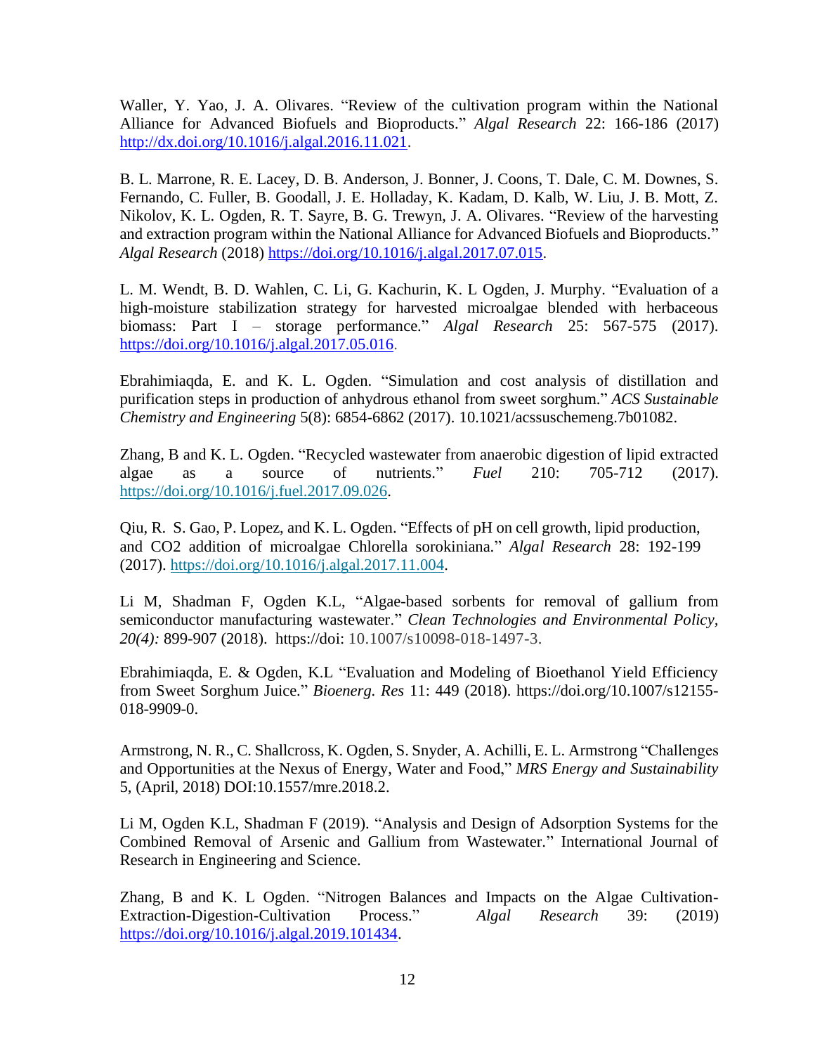Waller, Y. Yao, J. A. Olivares. "Review of the cultivation program within the National Alliance for Advanced Biofuels and Bioproducts." *Algal Research* 22: 166-186 (2017) http://dx.doi.org/10.1016/j.algal.2016.11.021.

B. L. Marrone, R. E. Lacey, D. B. Anderson, J. Bonner, J. Coons, T. Dale, C. M. Downes, S. Fernando, C. Fuller, B. Goodall, J. E. Holladay, K. Kadam, D. Kalb, W. Liu, J. B. Mott, Z. Nikolov, K. L. Ogden, R. T. Sayre, B. G. Trewyn, J. A. Olivares. "Review of the harvesting and extraction program within the National Alliance for Advanced Biofuels and Bioproducts." *Algal Research* (2018) https://doi.org/10.1016/j.algal.2017.07.015.

L. M. Wendt, B. D. Wahlen, C. Li, G. Kachurin, K. L Ogden, J. Murphy. "Evaluation of a high-moisture stabilization strategy for harvested microalgae blended with herbaceous biomass: Part I – storage performance." *Algal Research* 25: 567-575 (2017). https://doi.org/10.1016/j.algal.2017.05.016.

Ebrahimiaqda, E. and K. L. Ogden. "Simulation and cost analysis of distillation and purification steps in production of anhydrous ethanol from sweet sorghum." *ACS Sustainable Chemistry and Engineering* 5(8): 6854-6862 (2017). 10.1021/acssuschemeng.7b01082.

Zhang, B and K. L. Ogden. "Recycled wastewater from anaerobic digestion of lipid extracted algae as a source of nutrients." *Fuel* 210: 705-712 (2017). https://doi.org/10.1016/j.fuel.2017.09.026.

Qiu, R. S. Gao, P. Lopez, and K. L. Ogden. "Effects of pH on cell growth, lipid production, and CO2 addition of microalgae Chlorella sorokiniana." *Algal Research* 28: 192-199 (2017). https://doi.org/10.1016/j.algal.2017.11.004.

Li M, Shadman F, Ogden K.L, "Algae-based sorbents for removal of gallium from semiconductor manufacturing wastewater." *Clean Technologies and Environmental Policy, 20(4):* 899-907 (2018). https://doi: 10.1007/s10098-018-1497-3.

Ebrahimiaqda, E. & Ogden, K.L "Evaluation and Modeling of Bioethanol Yield Efficiency from Sweet Sorghum Juice." *Bioenerg. Res* 11: 449 (2018). https://doi.org/10.1007/s12155-018-9909-0.

Armstrong, N. R., C. Shallcross, K. Ogden, S. Snyder, A. Achilli, E. L. Armstrong "Challenges and Opportunities at the Nexus of Energy, Water and Food," *MRS Energy and Sustainability* 5, (April, 2018) DOI:10.1557/mre.2018.2.

Li M, Ogden K.L, Shadman F (2019). "Analysis and Design of Adsorption Systems for the Combined Removal of Arsenic and Gallium from Wastewater." International Journal of Research in Engineering and Science.

Zhang, B and K. L Ogden. "Nitrogen Balances and Impacts on the Algae Cultivation-Extraction-Digestion-Cultivation Process." *Algal Research* 39: (2019) https://doi.org/10.1016/j.algal.2019.101434.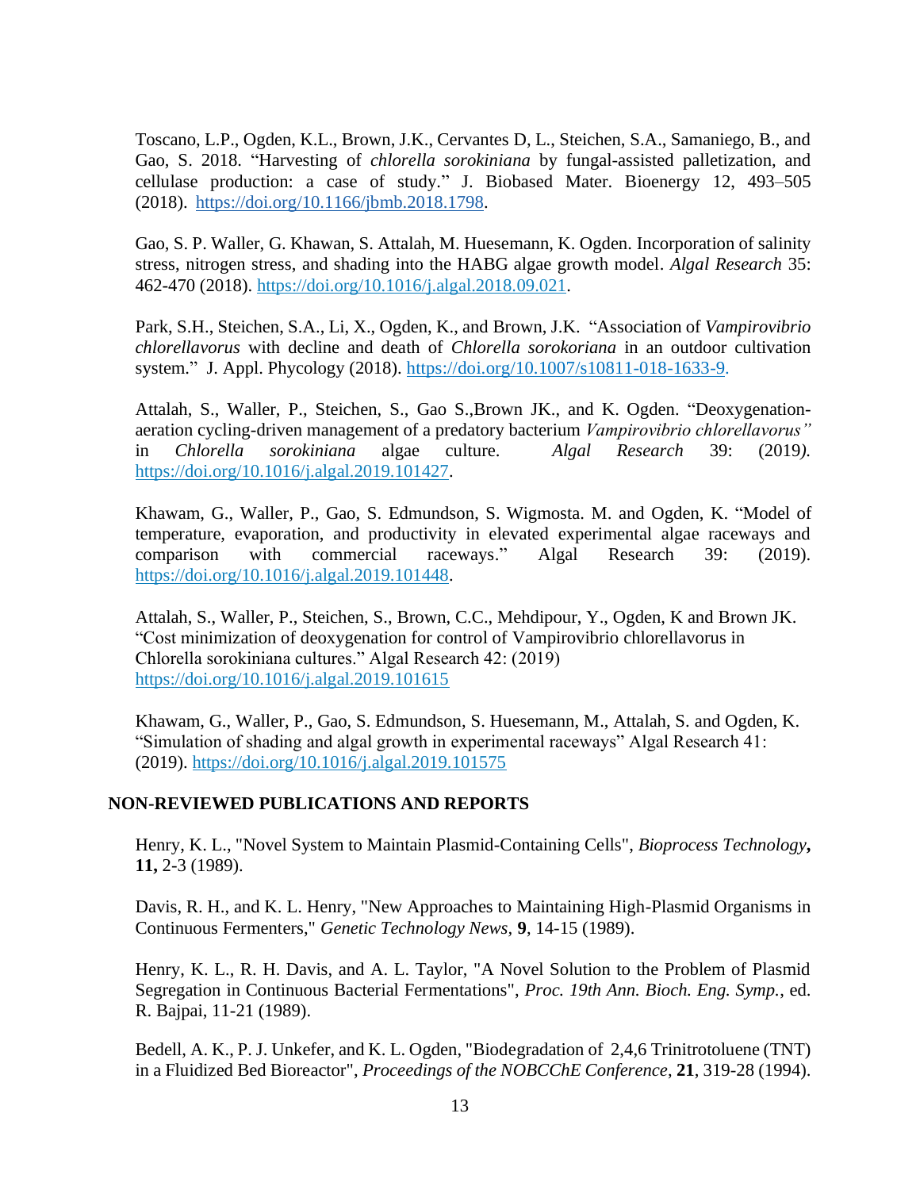Toscano, L.P., Ogden, K.L., Brown, J.K., Cervantes D, L., Steichen, S.A., Samaniego, B., and Gao, S. 2018. "Harvesting of *chlorella sorokiniana* by fungal-assisted palletization, and cellulase production: a case of study." J. Biobased Mater. Bioenergy 12, 493–505 (2018). https://doi.org/10.1166/jbmb.2018.1798.

Gao, S. P. Waller, G. Khawan, S. Attalah, M. Huesemann, K. Ogden. Incorporation of salinity stress, nitrogen stress, and shading into the HABG algae growth model. *Algal Research* 35: 462-470 (2018). https://doi.org/10.1016/j.algal.2018.09.021.

Park, S.H., Steichen, S.A., Li, X., Ogden, K., and Brown, J.K. "Association of *Vampirovibrio chlorellavorus* with decline and death of *Chlorella sorokoriana* in an outdoor cultivation system." J. Appl. Phycology (2018). https://doi.org/10.1007/s10811-018-1633-9.

Attalah, S., Waller, P., Steichen, S., Gao S.,Brown JK., and K. Ogden. "Deoxygenation-aeration cycling-driven management of a predatory bacterium *Vampirovibrio chlorellavorus"* in *Chlorella sorokiniana* algae culture. *Algal Research* 39: (2019). https://doi.org/10.1016/j.algal.2019.101427.

Khawam, G., Waller, P., Gao, S. Edmundson, S. Wigmosta. M. and Ogden, K. "Model of temperature, evaporation, and productivity in elevated experimental algae raceways and comparison with commercial raceways." Algal Research 39: (2019). https://doi.org/10.1016/j.algal.2019.101448.

Attalah, S., Waller, P., Steichen, S., Brown, C.C., Mehdipour, Y., Ogden, K and Brown JK. "Cost minimization of deoxygenation for control of Vampirovibrio chlorellavorus in Chlorella sorokiniana cultures." Algal Research 42: (2019) https://doi.org/10.1016/j.algal.2019.101615

Khawam, G., Waller, P., Gao, S. Edmundson, S. Huesemann, M., Attalah, S. and Ogden, K. "Simulation of shading and algal growth in experimental raceways" Algal Research 41: (2019). https://doi.org/10.1016/j.algal.2019.101575

## NON-REVIEWED PUBLICATIONS AND REPORTS

Henry, K. L., "Novel System to Maintain Plasmid-Containing Cells", *Bioprocess Technology***, 11,** 2-3 (1989).

Davis, R. H., and K. L. Henry, "New Approaches to Maintaining High-Plasmid Organisms in Continuous Fermenters," *Genetic Technology News*, **9**, 14-15 (1989).

Henry, K. L., R. H. Davis, and A. L. Taylor, "A Novel Solution to the Problem of Plasmid Segregation in Continuous Bacterial Fermentations", *Proc. 19th Ann. Bioch. Eng. Symp.*, ed. R. Bajpai, 11-21 (1989).

Bedell, A. K., P. J. Unkefer, and K. L. Ogden, "Biodegradation of 2,4,6 Trinitrotoluene (TNT) in a Fluidized Bed Bioreactor", *Proceedings of the NOBCChE Conference*, **21**, 319-28 (1994).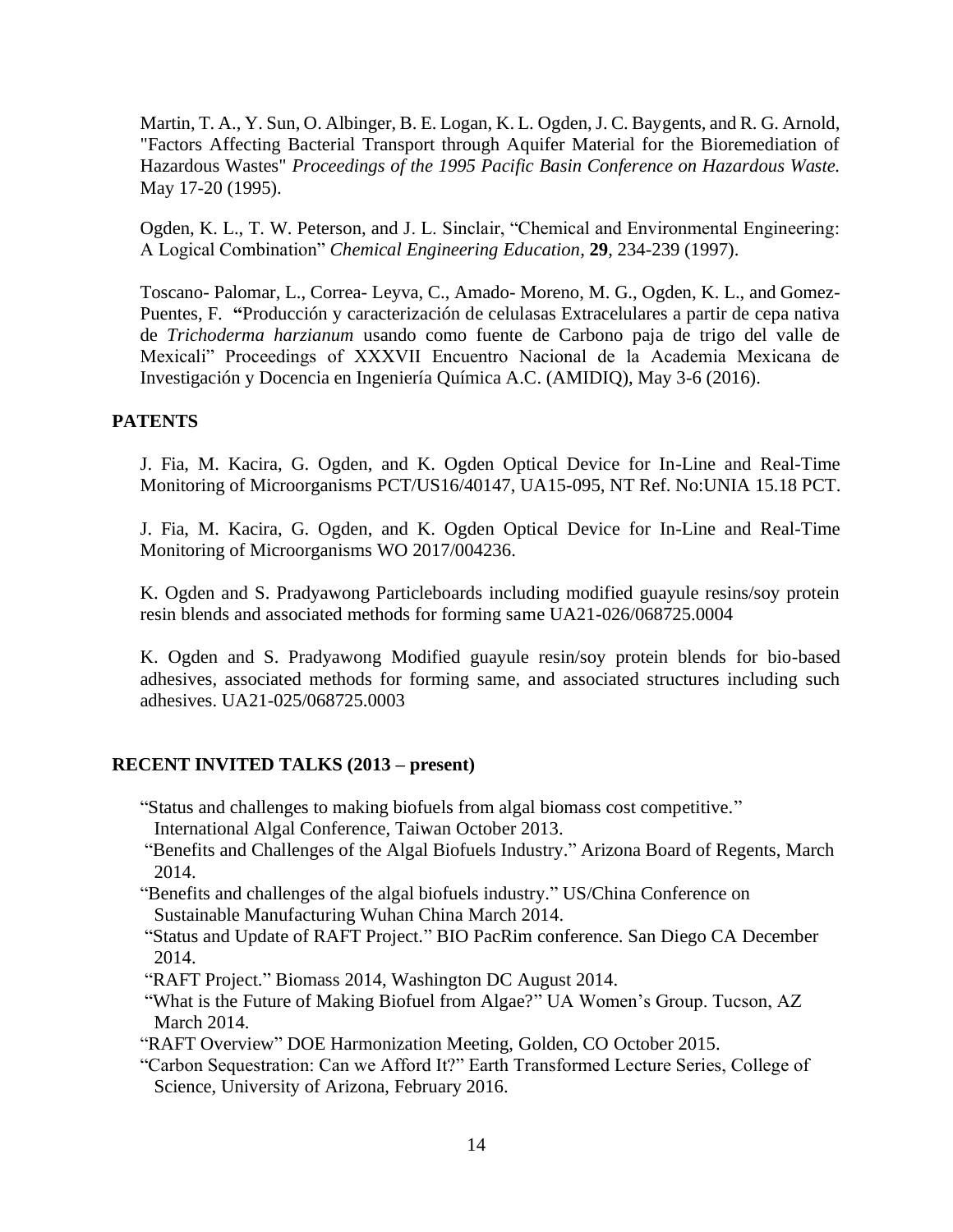Martin, T. A., Y. Sun, O. Albinger, B. E. Logan, K. L. Ogden, J. C. Baygents, and R. G. Arnold, "Factors Affecting Bacterial Transport through Aquifer Material for the Bioremediation of Hazardous Wastes" *Proceedings of the 1995 Pacific Basin Conference on Hazardous Waste.* May 17-20 (1995).

Ogden, K. L., T. W. Peterson, and J. L. Sinclair, "Chemical and Environmental Engineering: A Logical Combination" *Chemical Engineering Education*, **29**, 234-239 (1997).

Toscano- Palomar, L., Correa- Leyva, C., Amado- Moreno, M. G., Ogden, K. L., and Gomez-Puentes, F. **"**Producción y caracterización de celulasas Extracelulares a partir de cepa nativa de *Trichoderma harzianum* usando como fuente de Carbono paja de trigo del valle de Mexicali" Proceedings of XXXVII Encuentro Nacional de la Academia Mexicana de Investigación y Docencia en Ingeniería Química A.C. (AMIDIQ), May 3-6 (2016).

## PATENTS

J. Fia, M. Kacira, G. Ogden, and K. Ogden Optical Device for In-Line and Real-Time Monitoring of Microorganisms PCT/US16/40147, UA15-095, NT Ref. No:UNIA 15.18 PCT.

J. Fia, M. Kacira, G. Ogden, and K. Ogden Optical Device for In-Line and Real-Time Monitoring of Microorganisms WO 2017/004236.

K. Ogden and S. Pradyawong Particleboards including modified guayule resins/soy protein resin blends and associated methods for forming same UA21-026/068725.0004

K. Ogden and S. Pradyawong Modified guayule resin/soy protein blends for bio-based adhesives, associated methods for forming same, and associated structures including such adhesives. UA21-025/068725.0003

## RECENT INVITED TALKS (2013 – present)

"Status and challenges to making biofuels from algal biomass cost competitive." International Algal Conference, Taiwan October 2013.

"Benefits and Challenges of the Algal Biofuels Industry." Arizona Board of Regents, March 2014.

"Benefits and challenges of the algal biofuels industry." US/China Conference on Sustainable Manufacturing Wuhan China March 2014.

"Status and Update of RAFT Project." BIO PacRim conference. San Diego CA December 2014.

"RAFT Project." Biomass 2014, Washington DC August 2014.

"What is the Future of Making Biofuel from Algae?" UA Women's Group. Tucson, AZ March 2014.

"RAFT Overview" DOE Harmonization Meeting, Golden, CO October 2015.

"Carbon Sequestration: Can we Afford It?" Earth Transformed Lecture Series, College of Science, University of Arizona, February 2016.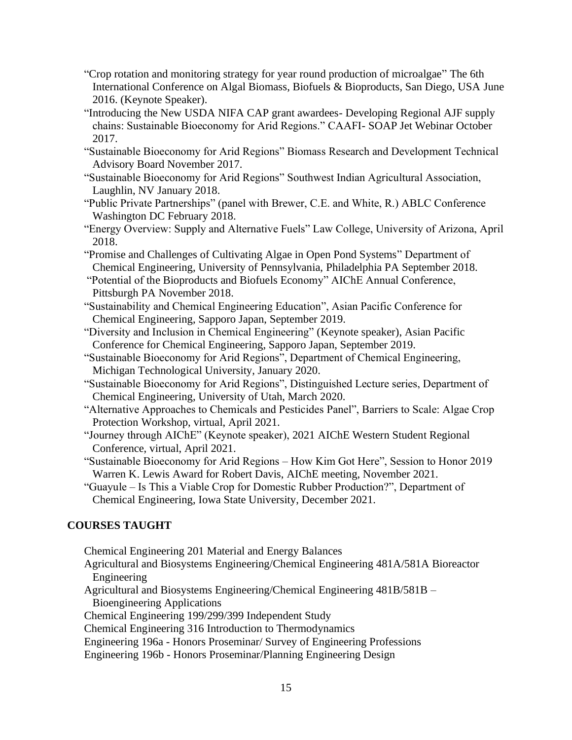"Crop rotation and monitoring strategy for year round production of microalgae" The 6th International Conference on Algal Biomass, Biofuels & Bioproducts, San Diego, USA June 2016. (Keynote Speaker).

"Introducing the New USDA NIFA CAP grant awardees- Developing Regional AJF supply chains: Sustainable Bioeconomy for Arid Regions." CAAFI- SOAP Jet Webinar October 2017.

"Sustainable Bioeconomy for Arid Regions" Biomass Research and Development Technical Advisory Board November 2017.

"Sustainable Bioeconomy for Arid Regions" Southwest Indian Agricultural Association, Laughlin, NV January 2018.

"Public Private Partnerships" (panel with Brewer, C.E. and White, R.) ABLC Conference Washington DC February 2018.

"Energy Overview: Supply and Alternative Fuels" Law College, University of Arizona, April 2018.

"Promise and Challenges of Cultivating Algae in Open Pond Systems" Department of Chemical Engineering, University of Pennsylvania, Philadelphia PA September 2018.

"Potential of the Bioproducts and Biofuels Economy" AIChE Annual Conference, Pittsburgh PA November 2018.

"Sustainability and Chemical Engineering Education", Asian Pacific Conference for Chemical Engineering, Sapporo Japan, September 2019.

"Diversity and Inclusion in Chemical Engineering" (Keynote speaker), Asian Pacific Conference for Chemical Engineering, Sapporo Japan, September 2019.

"Sustainable Bioeconomy for Arid Regions", Department of Chemical Engineering, Michigan Technological University, January 2020.

"Sustainable Bioeconomy for Arid Regions", Distinguished Lecture series, Department of Chemical Engineering, University of Utah, March 2020.

"Alternative Approaches to Chemicals and Pesticides Panel", Barriers to Scale: Algae Crop Protection Workshop, virtual, April 2021.

"Journey through AIChE" (Keynote speaker), 2021 AIChE Western Student Regional Conference, virtual, April 2021.

"Sustainable Bioeconomy for Arid Regions – How Kim Got Here", Session to Honor 2019 Warren K. Lewis Award for Robert Davis, AIChE meeting, November 2021.

"Guayule – Is This a Viable Crop for Domestic Rubber Production?", Department of Chemical Engineering, Iowa State University, December 2021.

## COURSES TAUGHT

Chemical Engineering 201 Material and Energy Balances

Agricultural and Biosystems Engineering/Chemical Engineering 481A/581A Bioreactor Engineering

Agricultural and Biosystems Engineering/Chemical Engineering 481B/581B – Bioengineering Applications

Chemical Engineering 199/299/399 Independent Study

Chemical Engineering 316 Introduction to Thermodynamics

Engineering 196a - Honors Proseminar/ Survey of Engineering Professions

Engineering 196b - Honors Proseminar/Planning Engineering Design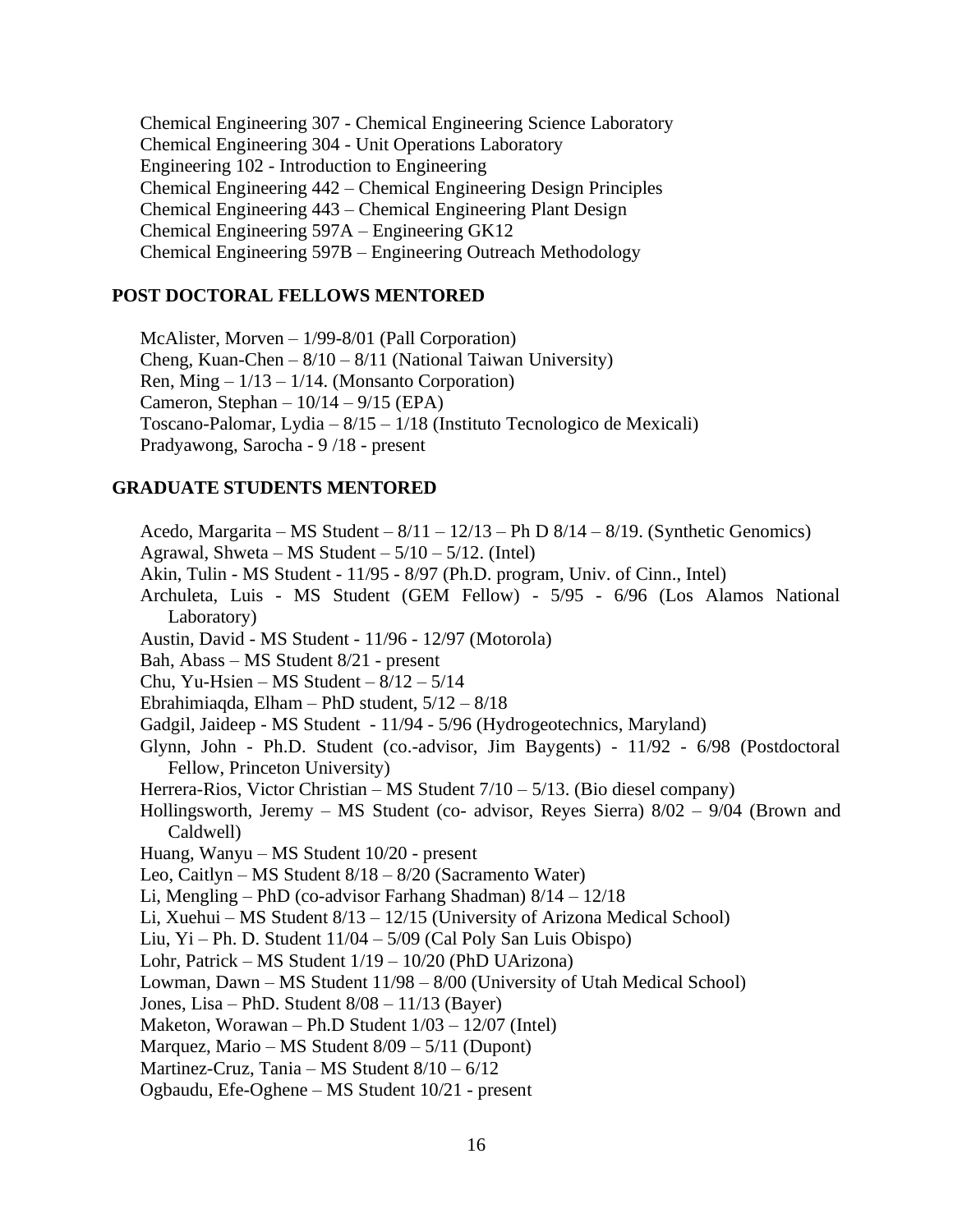Chemical Engineering 307 - Chemical Engineering Science Laboratory
Chemical Engineering 304 - Unit Operations Laboratory
Engineering 102 - Introduction to Engineering
Chemical Engineering 442 – Chemical Engineering Design Principles
Chemical Engineering 443 – Chemical Engineering Plant Design
Chemical Engineering 597A – Engineering GK12
Chemical Engineering 597B – Engineering Outreach Methodology

## POST DOCTORAL FELLOWS MENTORED

McAlister, Morven – 1/99-8/01 (Pall Corporation)
Cheng, Kuan-Chen – 8/10 – 8/11 (National Taiwan University)
Ren, Ming – 1/13 – 1/14. (Monsanto Corporation)
Cameron, Stephan – 10/14 – 9/15 (EPA)
Toscano-Palomar, Lydia – 8/15 – 1/18 (Instituto Tecnologico de Mexicali)
Pradyawong, Sarocha - 9 /18 - present

## GRADUATE STUDENTS MENTORED

Acedo, Margarita – MS Student – 8/11 – 12/13 – Ph D 8/14 – 8/19. (Synthetic Genomics)
Agrawal, Shweta – MS Student – 5/10 – 5/12. (Intel)
Akin, Tulin - MS Student - 11/95 - 8/97 (Ph.D. program, Univ. of Cinn., Intel)
Archuleta, Luis - MS Student (GEM Fellow) - 5/95 - 6/96 (Los Alamos National Laboratory)
Austin, David - MS Student - 11/96 - 12/97 (Motorola)
Bah, Abass – MS Student 8/21 - present
Chu, Yu-Hsien – MS Student – 8/12 – 5/14
Ebrahimiaqda, Elham – PhD student, 5/12 – 8/18
Gadgil, Jaideep - MS Student - 11/94 - 5/96 (Hydrogeotechnics, Maryland)
Glynn, John - Ph.D. Student (co.-advisor, Jim Baygents) - 11/92 - 6/98 (Postdoctoral Fellow, Princeton University)
Herrera-Rios, Victor Christian – MS Student 7/10 – 5/13. (Bio diesel company)
Hollingsworth, Jeremy – MS Student (co- advisor, Reyes Sierra) 8/02 – 9/04 (Brown and Caldwell)
Huang, Wanyu – MS Student 10/20 - present
Leo, Caitlyn – MS Student 8/18 – 8/20 (Sacramento Water)
Li, Mengling – PhD (co-advisor Farhang Shadman) 8/14 – 12/18
Li, Xuehui – MS Student 8/13 – 12/15 (University of Arizona Medical School)
Liu, Yi – Ph. D. Student 11/04 – 5/09 (Cal Poly San Luis Obispo)
Lohr, Patrick – MS Student 1/19 – 10/20 (PhD UArizona)
Lowman, Dawn – MS Student 11/98 – 8/00 (University of Utah Medical School)
Jones, Lisa – PhD. Student 8/08 – 11/13 (Bayer)
Maketon, Worawan – Ph.D Student 1/03 – 12/07 (Intel)
Marquez, Mario – MS Student 8/09 – 5/11 (Dupont)
Martinez-Cruz, Tania – MS Student 8/10 – 6/12
Ogbaudu, Efe-Oghene – MS Student 10/21 - present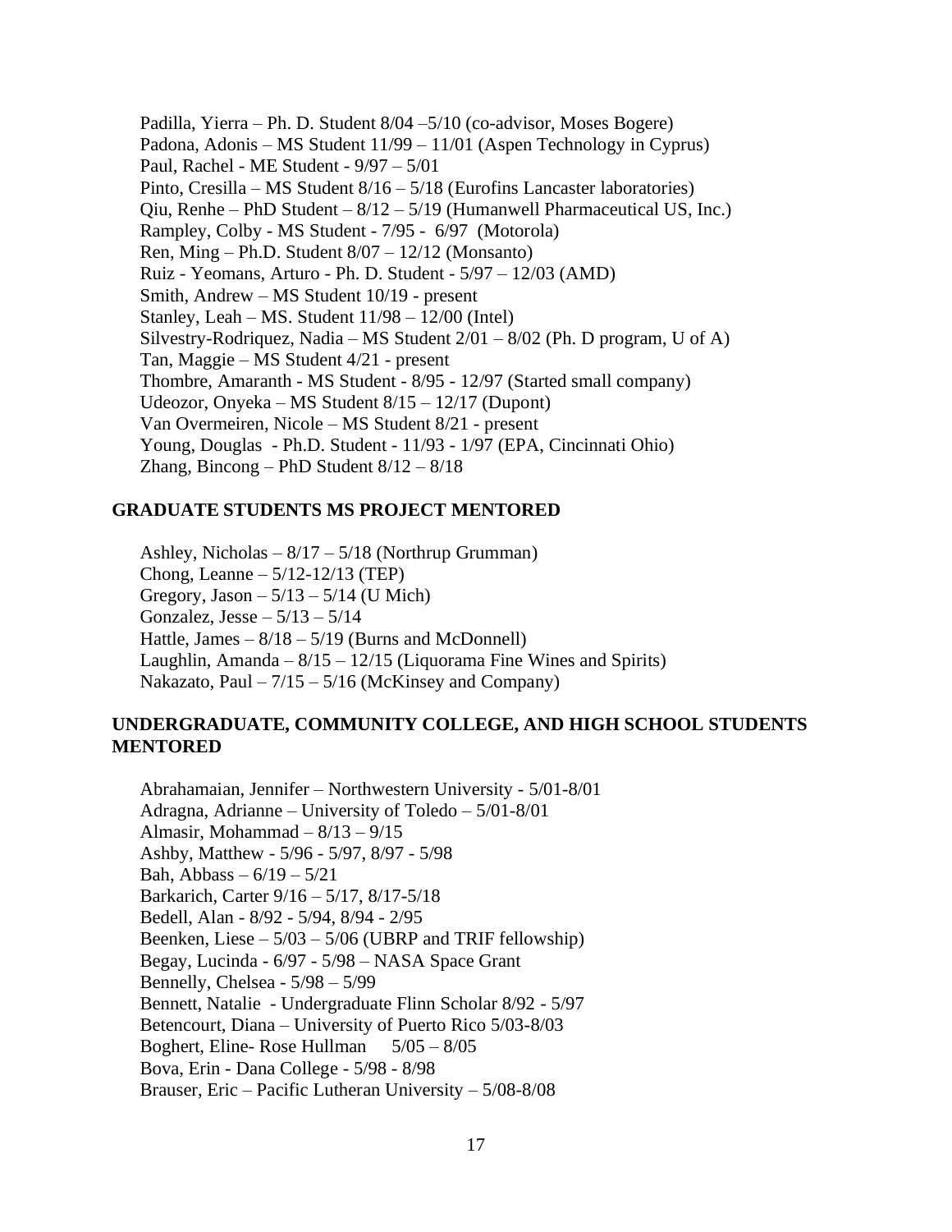Padilla, Yierra – Ph. D. Student 8/04 –5/10 (co-advisor, Moses Bogere)
Padona, Adonis – MS Student 11/99 – 11/01 (Aspen Technology in Cyprus)
Paul, Rachel - ME Student - 9/97 – 5/01
Pinto, Cresilla – MS Student 8/16 – 5/18 (Eurofins Lancaster laboratories)
Qiu, Renhe – PhD Student – 8/12 – 5/19 (Humanwell Pharmaceutical US, Inc.)
Rampley, Colby - MS Student - 7/95 - 6/97 (Motorola)
Ren, Ming – Ph.D. Student 8/07 – 12/12 (Monsanto)
Ruiz - Yeomans, Arturo - Ph. D. Student - 5/97 – 12/03 (AMD)
Smith, Andrew – MS Student 10/19 - present
Stanley, Leah – MS. Student 11/98 – 12/00 (Intel)
Silvestry-Rodriquez, Nadia – MS Student 2/01 – 8/02 (Ph. D program, U of A)
Tan, Maggie – MS Student 4/21 - present
Thombre, Amaranth - MS Student - 8/95 - 12/97 (Started small company)
Udeozor, Onyeka – MS Student 8/15 – 12/17 (Dupont)
Van Overmeiren, Nicole – MS Student 8/21 - present
Young, Douglas - Ph.D. Student - 11/93 - 1/97 (EPA, Cincinnati Ohio)
Zhang, Bincong – PhD Student 8/12 – 8/18

## GRADUATE STUDENTS MS PROJECT MENTORED

Ashley, Nicholas – 8/17 – 5/18 (Northrup Grumman)
Chong, Leanne – 5/12-12/13 (TEP)
Gregory, Jason – 5/13 – 5/14 (U Mich)
Gonzalez, Jesse – 5/13 – 5/14
Hattle, James – 8/18 – 5/19 (Burns and McDonnell)
Laughlin, Amanda – 8/15 – 12/15 (Liquorama Fine Wines and Spirits)
Nakazato, Paul – 7/15 – 5/16 (McKinsey and Company)

## UNDERGRADUATE, COMMUNITY COLLEGE, AND HIGH SCHOOL STUDENTS MENTORED

Abrahamaian, Jennifer – Northwestern University - 5/01-8/01
Adragna, Adrianne – University of Toledo – 5/01-8/01
Almasir, Mohammad – 8/13 – 9/15
Ashby, Matthew - 5/96 - 5/97, 8/97 - 5/98
Bah, Abbass – 6/19 – 5/21
Barkarich, Carter 9/16 – 5/17, 8/17-5/18
Bedell, Alan - 8/92 - 5/94, 8/94 - 2/95
Beenken, Liese – 5/03 – 5/06 (UBRP and TRIF fellowship)
Begay, Lucinda - 6/97 - 5/98 – NASA Space Grant
Bennelly, Chelsea - 5/98 – 5/99
Bennett, Natalie - Undergraduate Flinn Scholar 8/92 - 5/97
Betencourt, Diana – University of Puerto Rico 5/03-8/03
Boghert, Eline- Rose Hullman 5/05 – 8/05
Bova, Erin - Dana College - 5/98 - 8/98
Brauser, Eric – Pacific Lutheran University – 5/08-8/08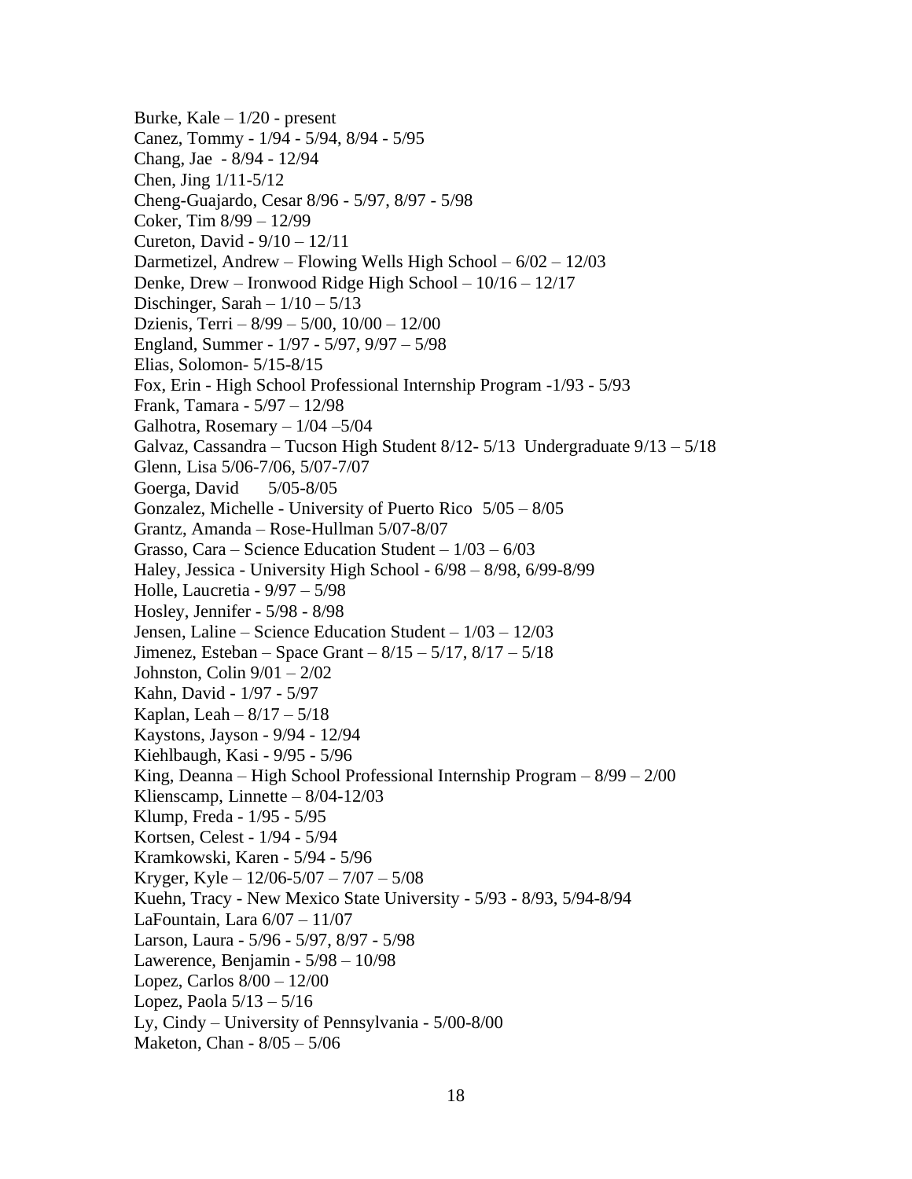Burke, Kale – 1/20 - present
Canez, Tommy - 1/94 - 5/94, 8/94 - 5/95
Chang, Jae - 8/94 - 12/94
Chen, Jing 1/11-5/12
Cheng-Guajardo, Cesar 8/96 - 5/97, 8/97 - 5/98
Coker, Tim 8/99 – 12/99
Cureton, David - 9/10 – 12/11
Darmetizel, Andrew – Flowing Wells High School – 6/02 – 12/03
Denke, Drew – Ironwood Ridge High School – 10/16 – 12/17
Dischinger, Sarah – 1/10 – 5/13
Dzienis, Terri – 8/99 – 5/00, 10/00 – 12/00
England, Summer - 1/97 - 5/97, 9/97 – 5/98
Elias, Solomon- 5/15-8/15
Fox, Erin - High School Professional Internship Program -1/93 - 5/93
Frank, Tamara - 5/97 – 12/98
Galhotra, Rosemary – 1/04 –5/04
Galvaz, Cassandra – Tucson High Student 8/12- 5/13 Undergraduate 9/13 – 5/18
Glenn, Lisa 5/06-7/06, 5/07-7/07
Goerga, David 5/05-8/05
Gonzalez, Michelle - University of Puerto Rico 5/05 – 8/05
Grantz, Amanda – Rose-Hullman 5/07-8/07
Grasso, Cara – Science Education Student – 1/03 – 6/03
Haley, Jessica - University High School - 6/98 – 8/98, 6/99-8/99
Holle, Laucretia - 9/97 – 5/98
Hosley, Jennifer - 5/98 - 8/98
Jensen, Laline – Science Education Student – 1/03 – 12/03
Jimenez, Esteban – Space Grant – 8/15 – 5/17, 8/17 – 5/18
Johnston, Colin 9/01 – 2/02
Kahn, David - 1/97 - 5/97
Kaplan, Leah – 8/17 – 5/18
Kaystons, Jayson - 9/94 - 12/94
Kiehlbaugh, Kasi - 9/95 - 5/96
King, Deanna – High School Professional Internship Program – 8/99 – 2/00
Klienscamp, Linnette – 8/04-12/03
Klump, Freda - 1/95 - 5/95
Kortsen, Celest - 1/94 - 5/94
Kramkowski, Karen - 5/94 - 5/96
Kryger, Kyle – 12/06-5/07 – 7/07 – 5/08
Kuehn, Tracy - New Mexico State University - 5/93 - 8/93, 5/94-8/94
LaFountain, Lara 6/07 – 11/07
Larson, Laura - 5/96 - 5/97, 8/97 - 5/98
Lawerence, Benjamin - 5/98 – 10/98
Lopez, Carlos 8/00 – 12/00
Lopez, Paola 5/13 – 5/16
Ly, Cindy – University of Pennsylvania - 5/00-8/00
Maketon, Chan - 8/05 – 5/06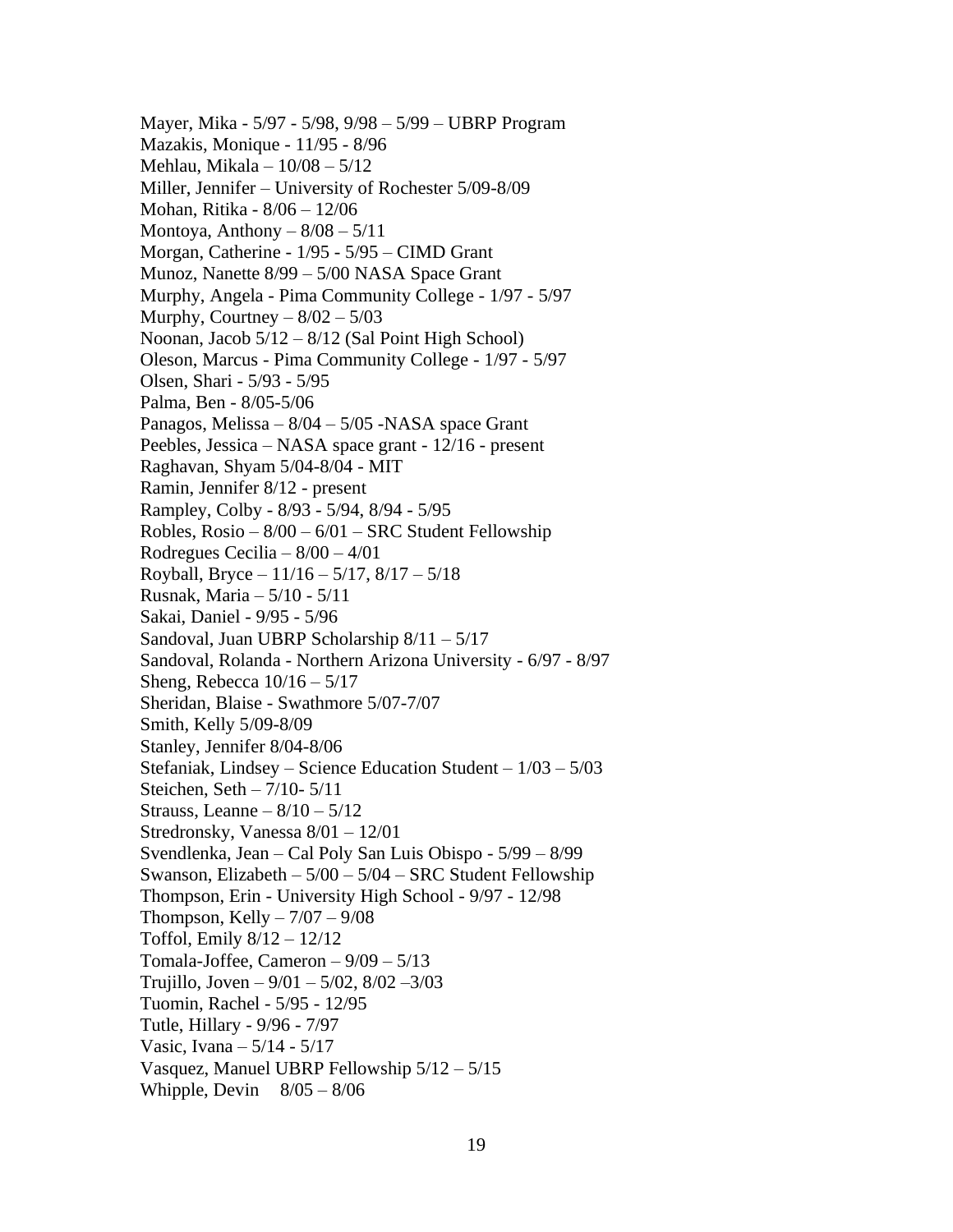Mayer, Mika - 5/97 - 5/98, 9/98 – 5/99 – UBRP Program
Mazakis, Monique - 11/95 - 8/96
Mehlau, Mikala – 10/08 – 5/12
Miller, Jennifer – University of Rochester 5/09-8/09
Mohan, Ritika - 8/06 – 12/06
Montoya, Anthony – 8/08 – 5/11
Morgan, Catherine - 1/95 - 5/95 – CIMD Grant
Munoz, Nanette 8/99 – 5/00 NASA Space Grant
Murphy, Angela - Pima Community College - 1/97 - 5/97
Murphy, Courtney – 8/02 – 5/03
Noonan, Jacob 5/12 – 8/12 (Sal Point High School)
Oleson, Marcus - Pima Community College - 1/97 - 5/97
Olsen, Shari - 5/93 - 5/95
Palma, Ben - 8/05-5/06
Panagos, Melissa – 8/04 – 5/05 -NASA space Grant
Peebles, Jessica – NASA space grant - 12/16 - present
Raghavan, Shyam 5/04-8/04 - MIT
Ramin, Jennifer 8/12 - present
Rampley, Colby - 8/93 - 5/94, 8/94 - 5/95
Robles, Rosio – 8/00 – 6/01 – SRC Student Fellowship
Rodregues Cecilia – 8/00 – 4/01
Royball, Bryce – 11/16 – 5/17, 8/17 – 5/18
Rusnak, Maria – 5/10 - 5/11
Sakai, Daniel - 9/95 - 5/96
Sandoval, Juan UBRP Scholarship 8/11 – 5/17
Sandoval, Rolanda - Northern Arizona University - 6/97 - 8/97
Sheng, Rebecca 10/16 – 5/17
Sheridan, Blaise - Swathmore 5/07-7/07
Smith, Kelly 5/09-8/09
Stanley, Jennifer 8/04-8/06
Stefaniak, Lindsey – Science Education Student – 1/03 – 5/03
Steichen, Seth – 7/10- 5/11
Strauss, Leanne – 8/10 – 5/12
Stredronsky, Vanessa 8/01 – 12/01
Svendlenka, Jean – Cal Poly San Luis Obispo - 5/99 – 8/99
Swanson, Elizabeth – 5/00 – 5/04 – SRC Student Fellowship
Thompson, Erin - University High School - 9/97 - 12/98
Thompson, Kelly – 7/07 – 9/08
Toffol, Emily 8/12 – 12/12
Tomala-Joffee, Cameron – 9/09 – 5/13
Trujillo, Joven – 9/01 – 5/02, 8/02 –3/03
Tuomin, Rachel - 5/95 - 12/95
Tutle, Hillary - 9/96 - 7/97
Vasic, Ivana – 5/14 - 5/17
Vasquez, Manuel UBRP Fellowship 5/12 – 5/15
Whipple, Devin 8/05 – 8/06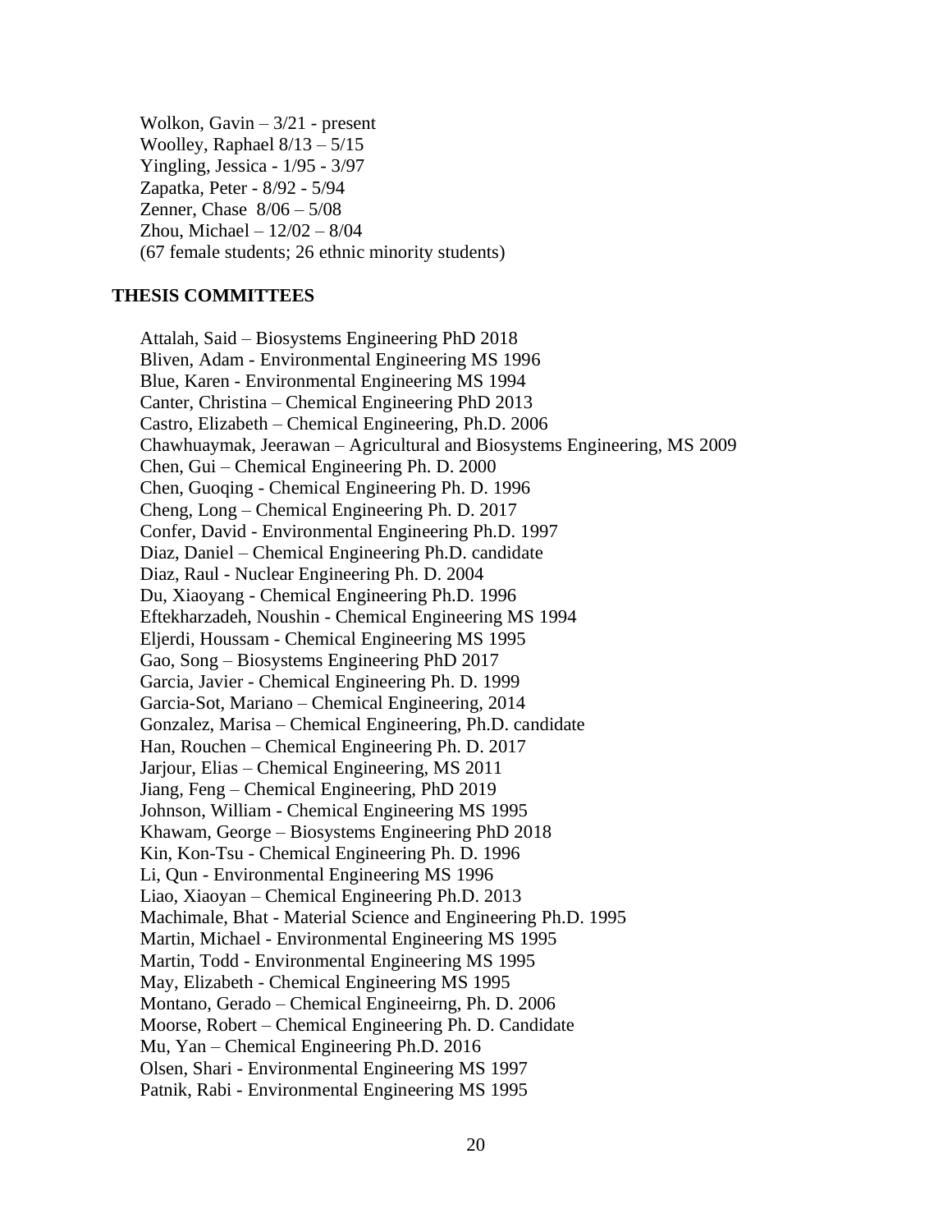Wolkon, Gavin – 3/21 - present
Woolley, Raphael 8/13 – 5/15
Yingling, Jessica - 1/95 - 3/97
Zapatka, Peter - 8/92 - 5/94
Zenner, Chase 8/06 – 5/08
Zhou, Michael – 12/02 – 8/04
(67 female students; 26 ethnic minority students)

## THESIS COMMITTEES

Attalah, Said – Biosystems Engineering PhD 2018
Bliven, Adam - Environmental Engineering MS 1996
Blue, Karen - Environmental Engineering MS 1994
Canter, Christina – Chemical Engineering PhD 2013
Castro, Elizabeth – Chemical Engineering, Ph.D. 2006
Chawhuaymak, Jeerawan – Agricultural and Biosystems Engineering, MS 2009
Chen, Gui – Chemical Engineering Ph. D. 2000
Chen, Guoqing - Chemical Engineering Ph. D. 1996
Cheng, Long – Chemical Engineering Ph. D. 2017
Confer, David - Environmental Engineering Ph.D. 1997
Diaz, Daniel – Chemical Engineering Ph.D. candidate
Diaz, Raul - Nuclear Engineering Ph. D. 2004
Du, Xiaoyang - Chemical Engineering Ph.D. 1996
Eftekharzadeh, Noushin - Chemical Engineering MS 1994
Eljerdi, Houssam - Chemical Engineering MS 1995
Gao, Song – Biosystems Engineering PhD 2017
Garcia, Javier - Chemical Engineering Ph. D. 1999
Garcia-Sot, Mariano – Chemical Engineering, 2014
Gonzalez, Marisa – Chemical Engineering, Ph.D. candidate
Han, Rouchen – Chemical Engineering Ph. D. 2017
Jarjour, Elias – Chemical Engineering, MS 2011
Jiang, Feng – Chemical Engineering, PhD 2019
Johnson, William - Chemical Engineering MS 1995
Khawam, George – Biosystems Engineering PhD 2018
Kin, Kon-Tsu - Chemical Engineering Ph. D. 1996
Li, Qun - Environmental Engineering MS 1996
Liao, Xiaoyan – Chemical Engineering Ph.D. 2013
Machimale, Bhat - Material Science and Engineering Ph.D. 1995
Martin, Michael - Environmental Engineering MS 1995
Martin, Todd - Environmental Engineering MS 1995
May, Elizabeth - Chemical Engineering MS 1995
Montano, Gerado – Chemical Engineeirng, Ph. D. 2006
Moorse, Robert – Chemical Engineering Ph. D. Candidate
Mu, Yan – Chemical Engineering Ph.D. 2016
Olsen, Shari - Environmental Engineering MS 1997
Patnik, Rabi - Environmental Engineering MS 1995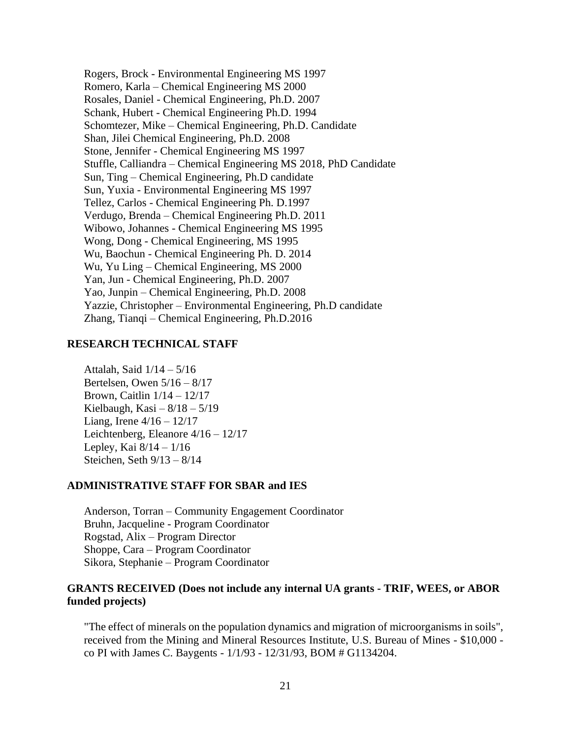Rogers, Brock - Environmental Engineering MS 1997
Romero, Karla – Chemical Engineering MS 2000
Rosales, Daniel - Chemical Engineering, Ph.D. 2007
Schank, Hubert - Chemical Engineering Ph.D. 1994
Schomtezer, Mike – Chemical Engineering, Ph.D. Candidate
Shan, Jilei Chemical Engineering, Ph.D. 2008
Stone, Jennifer - Chemical Engineering MS 1997
Stuffle, Calliandra – Chemical Engineering MS 2018, PhD Candidate
Sun, Ting – Chemical Engineering, Ph.D candidate
Sun, Yuxia - Environmental Engineering MS 1997
Tellez, Carlos - Chemical Engineering Ph. D.1997
Verdugo, Brenda – Chemical Engineering Ph.D. 2011
Wibowo, Johannes - Chemical Engineering MS 1995
Wong, Dong - Chemical Engineering, MS 1995
Wu, Baochun - Chemical Engineering Ph. D. 2014
Wu, Yu Ling – Chemical Engineering, MS 2000
Yan, Jun - Chemical Engineering, Ph.D. 2007
Yao, Junpin – Chemical Engineering, Ph.D. 2008
Yazzie, Christopher – Environmental Engineering, Ph.D candidate
Zhang, Tianqi – Chemical Engineering, Ph.D.2016

## RESEARCH TECHNICAL STAFF

Attalah, Said 1/14 – 5/16
Bertelsen, Owen 5/16 – 8/17
Brown, Caitlin 1/14 – 12/17
Kielbaugh, Kasi – 8/18 – 5/19
Liang, Irene 4/16 – 12/17
Leichtenberg, Eleanore 4/16 – 12/17
Lepley, Kai 8/14 – 1/16
Steichen, Seth 9/13 – 8/14

## ADMINISTRATIVE STAFF FOR SBAR and IES

Anderson, Torran – Community Engagement Coordinator
Bruhn, Jacqueline - Program Coordinator
Rogstad, Alix – Program Director
Shoppe, Cara – Program Coordinator
Sikora, Stephanie – Program Coordinator

## GRANTS RECEIVED (Does not include any internal UA grants - TRIF, WEES, or ABOR funded projects)

"The effect of minerals on the population dynamics and migration of microorganisms in soils", received from the Mining and Mineral Resources Institute, U.S. Bureau of Mines - $10,000 - co PI with James C. Baygents - 1/1/93 - 12/31/93, BOM # G1134204.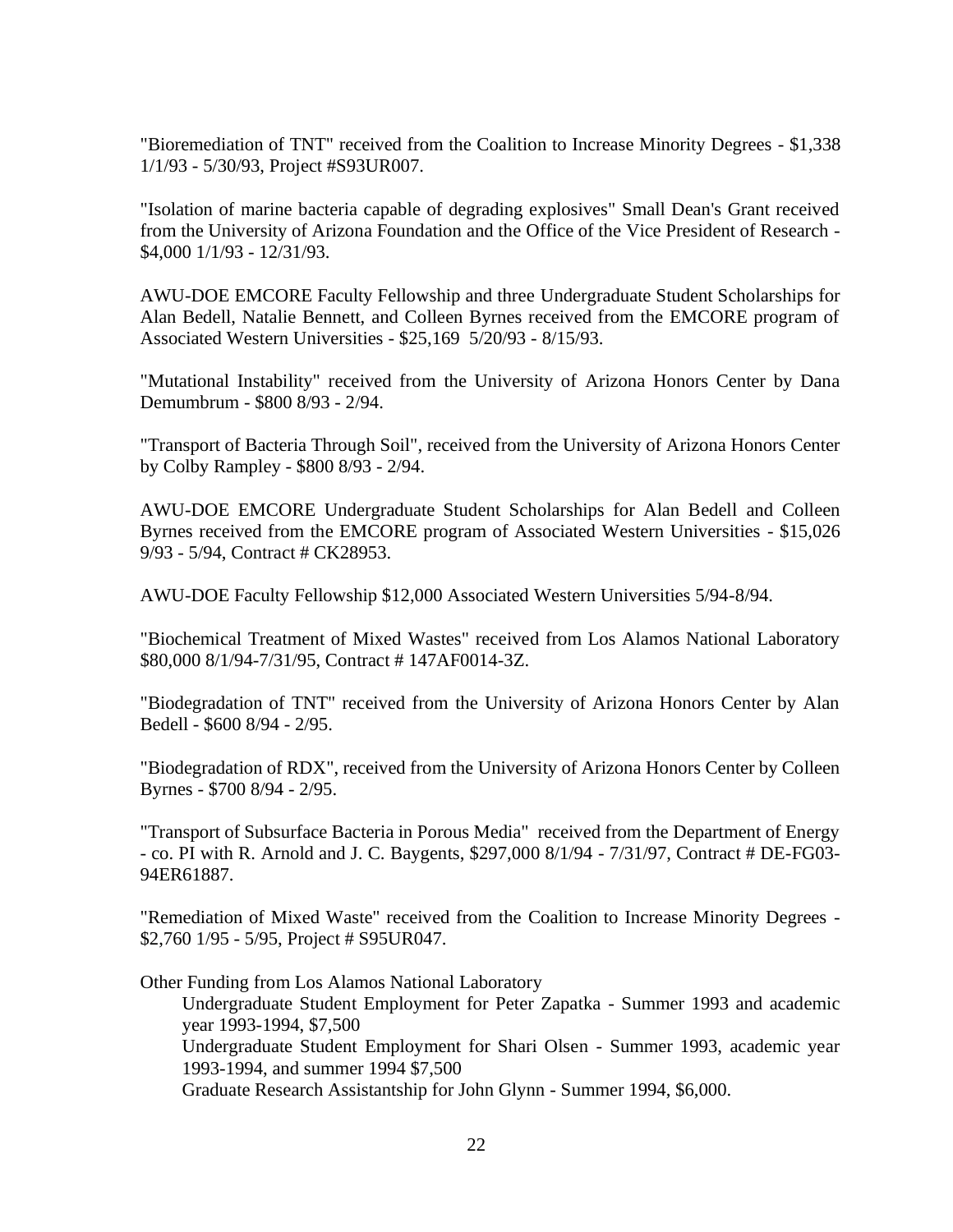"Bioremediation of TNT" received from the Coalition to Increase Minority Degrees - $1,338 1/1/93 - 5/30/93, Project #S93UR007.

"Isolation of marine bacteria capable of degrading explosives" Small Dean's Grant received from the University of Arizona Foundation and the Office of the Vice President of Research - $4,000 1/1/93 - 12/31/93.

AWU-DOE EMCORE Faculty Fellowship and three Undergraduate Student Scholarships for Alan Bedell, Natalie Bennett, and Colleen Byrnes received from the EMCORE program of Associated Western Universities - $25,169 5/20/93 - 8/15/93.

"Mutational Instability" received from the University of Arizona Honors Center by Dana Demumbrum - $800 8/93 - 2/94.

"Transport of Bacteria Through Soil", received from the University of Arizona Honors Center by Colby Rampley - $800 8/93 - 2/94.

AWU-DOE EMCORE Undergraduate Student Scholarships for Alan Bedell and Colleen Byrnes received from the EMCORE program of Associated Western Universities - $15,026 9/93 - 5/94, Contract # CK28953.

AWU-DOE Faculty Fellowship $12,000 Associated Western Universities 5/94-8/94.

"Biochemical Treatment of Mixed Wastes" received from Los Alamos National Laboratory $80,000 8/1/94-7/31/95, Contract # 147AF0014-3Z.

"Biodegradation of TNT" received from the University of Arizona Honors Center by Alan Bedell - $600 8/94 - 2/95.

"Biodegradation of RDX", received from the University of Arizona Honors Center by Colleen Byrnes - $700 8/94 - 2/95.

"Transport of Subsurface Bacteria in Porous Media" received from the Department of Energy - co. PI with R. Arnold and J. C. Baygents, $297,000 8/1/94 - 7/31/97, Contract # DE-FG03-94ER61887.

"Remediation of Mixed Waste" received from the Coalition to Increase Minority Degrees - $2,760 1/95 - 5/95, Project # S95UR047.

Other Funding from Los Alamos National Laboratory

- Undergraduate Student Employment for Peter Zapatka - Summer 1993 and academic year 1993-1994, $7,500
- Undergraduate Student Employment for Shari Olsen - Summer 1993, academic year 1993-1994, and summer 1994 $7,500
- Graduate Research Assistantship for John Glynn - Summer 1994, $6,000.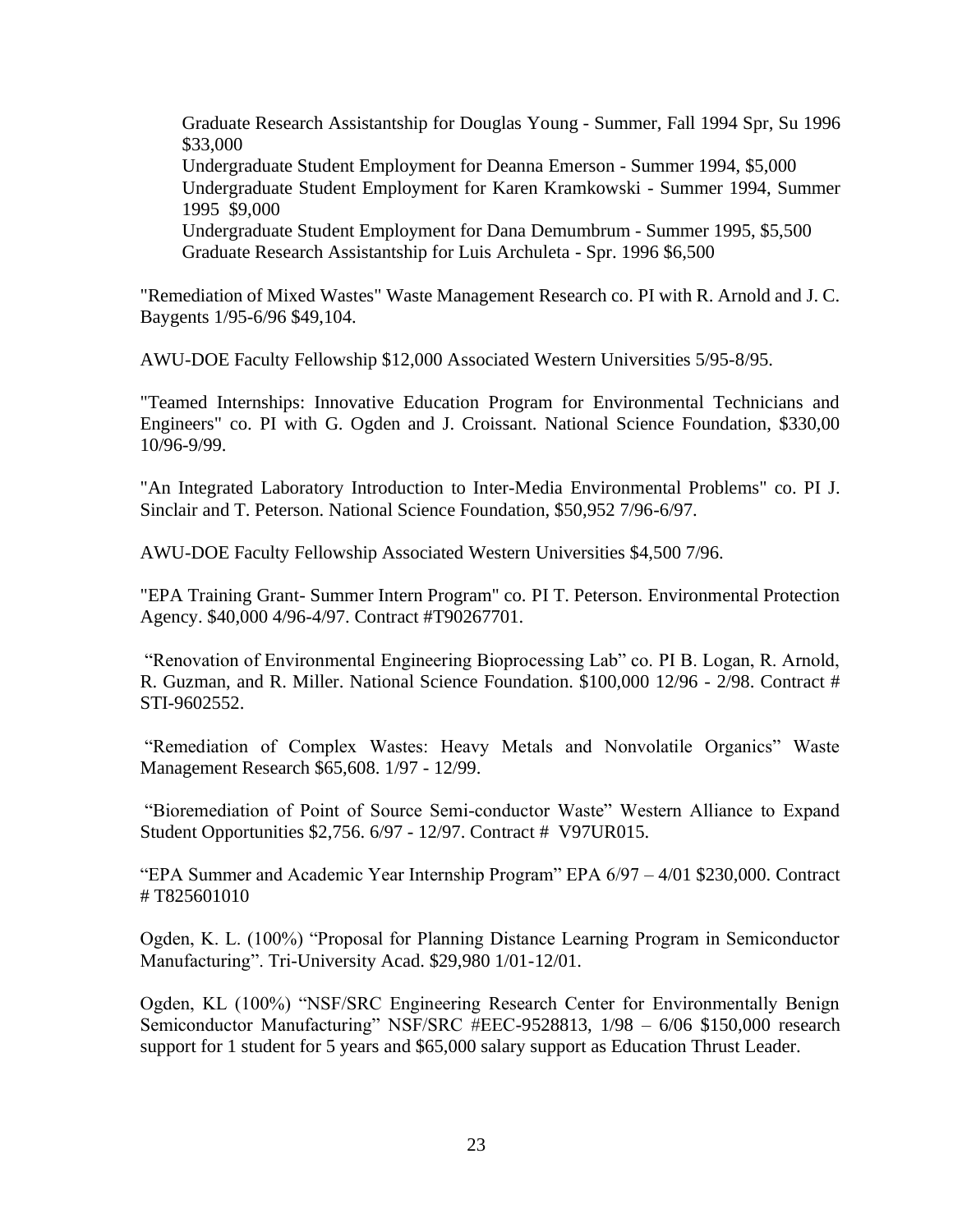Graduate Research Assistantship for Douglas Young - Summer, Fall 1994 Spr, Su 1996 $33,000
Undergraduate Student Employment for Deanna Emerson - Summer 1994, $5,000
Undergraduate Student Employment for Karen Kramkowski - Summer 1994, Summer 1995 $9,000
Undergraduate Student Employment for Dana Demumbrum - Summer 1995, $5,500
Graduate Research Assistantship for Luis Archuleta - Spr. 1996 $6,500

"Remediation of Mixed Wastes" Waste Management Research co. PI with R. Arnold and J. C. Baygents 1/95-6/96 $49,104.

AWU-DOE Faculty Fellowship $12,000 Associated Western Universities 5/95-8/95.

"Teamed Internships: Innovative Education Program for Environmental Technicians and Engineers" co. PI with G. Ogden and J. Croissant. National Science Foundation, $330,00 10/96-9/99.

"An Integrated Laboratory Introduction to Inter-Media Environmental Problems" co. PI J. Sinclair and T. Peterson. National Science Foundation, $50,952 7/96-6/97.

AWU-DOE Faculty Fellowship Associated Western Universities $4,500 7/96.

"EPA Training Grant- Summer Intern Program" co. PI T. Peterson. Environmental Protection Agency. $40,000 4/96-4/97. Contract #T90267701.

"Renovation of Environmental Engineering Bioprocessing Lab" co. PI B. Logan, R. Arnold, R. Guzman, and R. Miller. National Science Foundation. $100,000 12/96 - 2/98. Contract # STI-9602552.

"Remediation of Complex Wastes: Heavy Metals and Nonvolatile Organics" Waste Management Research $65,608. 1/97 - 12/99.

"Bioremediation of Point of Source Semi-conductor Waste" Western Alliance to Expand Student Opportunities $2,756. 6/97 - 12/97. Contract # V97UR015.

"EPA Summer and Academic Year Internship Program" EPA 6/97 – 4/01 $230,000. Contract # T825601010

Ogden, K. L. (100%) "Proposal for Planning Distance Learning Program in Semiconductor Manufacturing". Tri-University Acad. $29,980 1/01-12/01.

Ogden, KL (100%) "NSF/SRC Engineering Research Center for Environmentally Benign Semiconductor Manufacturing" NSF/SRC #EEC-9528813, 1/98 – 6/06 $150,000 research support for 1 student for 5 years and $65,000 salary support as Education Thrust Leader.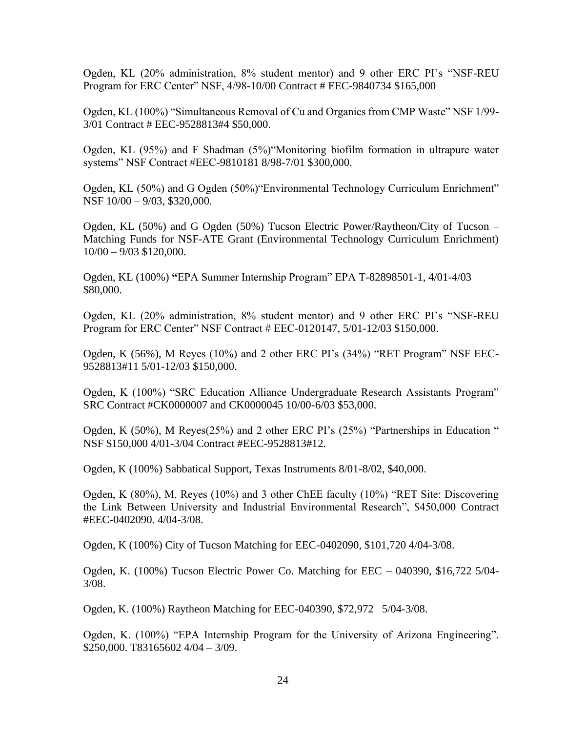Ogden, KL (20% administration, 8% student mentor) and 9 other ERC PI's "NSF-REU Program for ERC Center" NSF, 4/98-10/00 Contract # EEC-9840734 $165,000

Ogden, KL (100%) "Simultaneous Removal of Cu and Organics from CMP Waste" NSF 1/99-3/01 Contract # EEC-9528813#4 $50,000.

Ogden, KL (95%) and F Shadman (5%)"Monitoring biofilm formation in ultrapure water systems" NSF Contract #EEC-9810181 8/98-7/01 $300,000.

Ogden, KL (50%) and G Ogden (50%)"Environmental Technology Curriculum Enrichment" NSF 10/00 – 9/03, $320,000.

Ogden, KL (50%) and G Ogden (50%) Tucson Electric Power/Raytheon/City of Tucson – Matching Funds for NSF-ATE Grant (Environmental Technology Curriculum Enrichment) 10/00 – 9/03 $120,000.

Ogden, KL (100%) **"**EPA Summer Internship Program" EPA T-82898501-1, 4/01-4/03 $80,000.

Ogden, KL (20% administration, 8% student mentor) and 9 other ERC PI's "NSF-REU Program for ERC Center" NSF Contract # EEC-0120147, 5/01-12/03 $150,000.

Ogden, K (56%), M Reyes (10%) and 2 other ERC PI's (34%) "RET Program" NSF EEC-9528813#11 5/01-12/03 $150,000.

Ogden, K (100%) "SRC Education Alliance Undergraduate Research Assistants Program" SRC Contract #CK0000007 and CK0000045 10/00-6/03 $53,000.

Ogden, K (50%), M Reyes(25%) and 2 other ERC PI's (25%) "Partnerships in Education " NSF $150,000 4/01-3/04 Contract #EEC-9528813#12.

Ogden, K (100%) Sabbatical Support, Texas Instruments 8/01-8/02, $40,000.

Ogden, K (80%), M. Reyes (10%) and 3 other ChEE faculty (10%) "RET Site: Discovering the Link Between University and Industrial Environmental Research", $450,000 Contract #EEC-0402090. 4/04-3/08.

Ogden, K (100%) City of Tucson Matching for EEC-0402090, $101,720 4/04-3/08.

Ogden, K. (100%) Tucson Electric Power Co. Matching for EEC – 040390, $16,722 5/04-3/08.

Ogden, K. (100%) Raytheon Matching for EEC-040390, $72,972 5/04-3/08.

Ogden, K. (100%) "EPA Internship Program for the University of Arizona Engineering". $250,000. T83165602 4/04 – 3/09.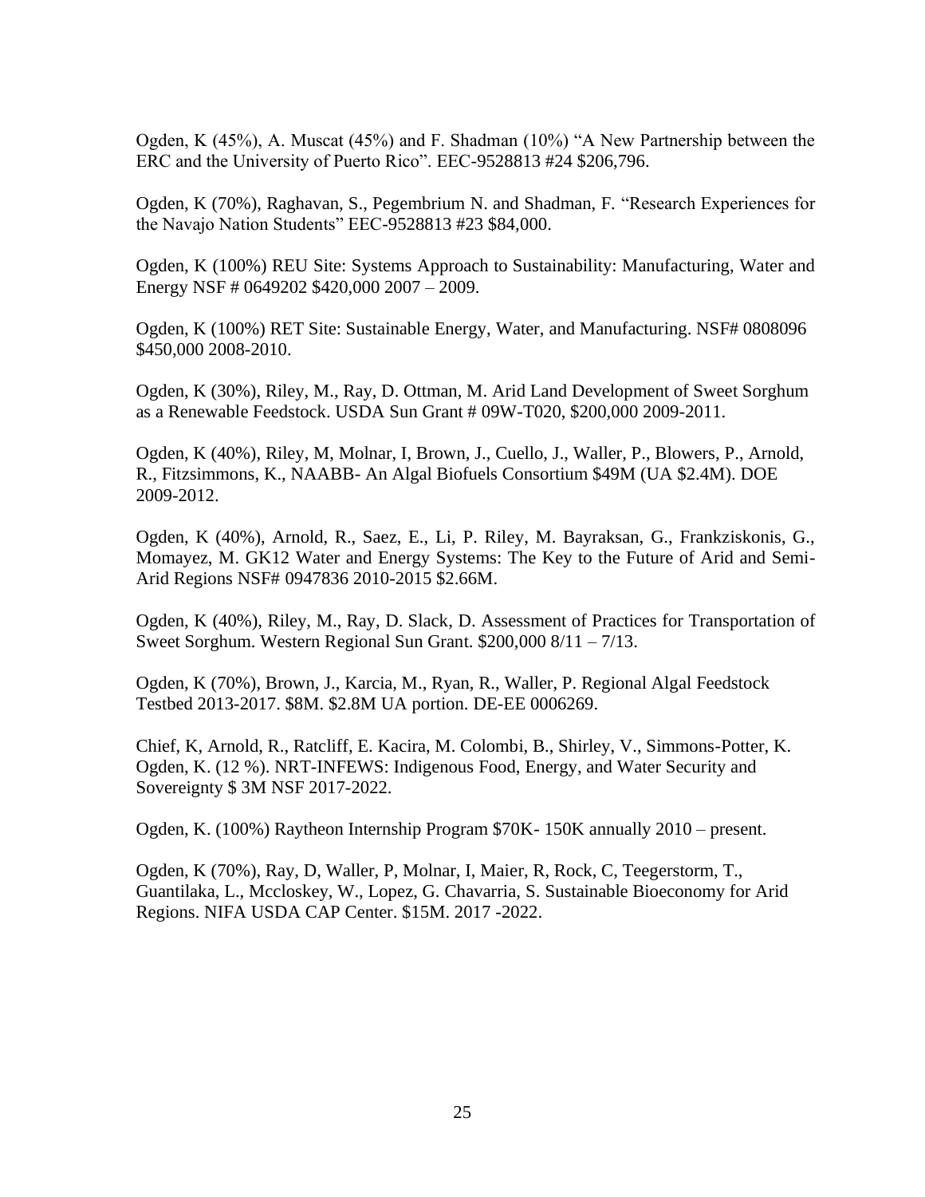Ogden, K (45%), A. Muscat (45%) and F. Shadman (10%) "A New Partnership between the ERC and the University of Puerto Rico". EEC-9528813 #24 $206,796.

Ogden, K (70%), Raghavan, S., Pegembrium N. and Shadman, F. "Research Experiences for the Navajo Nation Students" EEC-9528813 #23 $84,000.

Ogden, K (100%) REU Site: Systems Approach to Sustainability: Manufacturing, Water and Energy NSF # 0649202 $420,000 2007 – 2009.

Ogden, K (100%) RET Site: Sustainable Energy, Water, and Manufacturing. NSF# 0808096 $450,000 2008-2010.

Ogden, K (30%), Riley, M., Ray, D. Ottman, M. Arid Land Development of Sweet Sorghum as a Renewable Feedstock. USDA Sun Grant # 09W-T020, $200,000 2009-2011.

Ogden, K (40%), Riley, M, Molnar, I, Brown, J., Cuello, J., Waller, P., Blowers, P., Arnold, R., Fitzsimmons, K., NAABB- An Algal Biofuels Consortium $49M (UA $2.4M). DOE 2009-2012.

Ogden, K (40%), Arnold, R., Saez, E., Li, P. Riley, M. Bayraksan, G., Frankziskonis, G., Momayez, M. GK12 Water and Energy Systems: The Key to the Future of Arid and Semi-Arid Regions NSF# 0947836 2010-2015 $2.66M.

Ogden, K (40%), Riley, M., Ray, D. Slack, D. Assessment of Practices for Transportation of Sweet Sorghum. Western Regional Sun Grant. $200,000 8/11 – 7/13.

Ogden, K (70%), Brown, J., Karcia, M., Ryan, R., Waller, P. Regional Algal Feedstock Testbed 2013-2017. $8M. $2.8M UA portion. DE-EE 0006269.

Chief, K, Arnold, R., Ratcliff, E. Kacira, M. Colombi, B., Shirley, V., Simmons-Potter, K. Ogden, K. (12 %). NRT-INFEWS: Indigenous Food, Energy, and Water Security and Sovereignty $ 3M NSF 2017-2022.

Ogden, K. (100%) Raytheon Internship Program $70K- 150K annually 2010 – present.

Ogden, K (70%), Ray, D, Waller, P, Molnar, I, Maier, R, Rock, C, Teegerstorm, T., Guantilaka, L., Mccloskey, W., Lopez, G. Chavarria, S. Sustainable Bioeconomy for Arid Regions. NIFA USDA CAP Center. $15M. 2017 -2022.